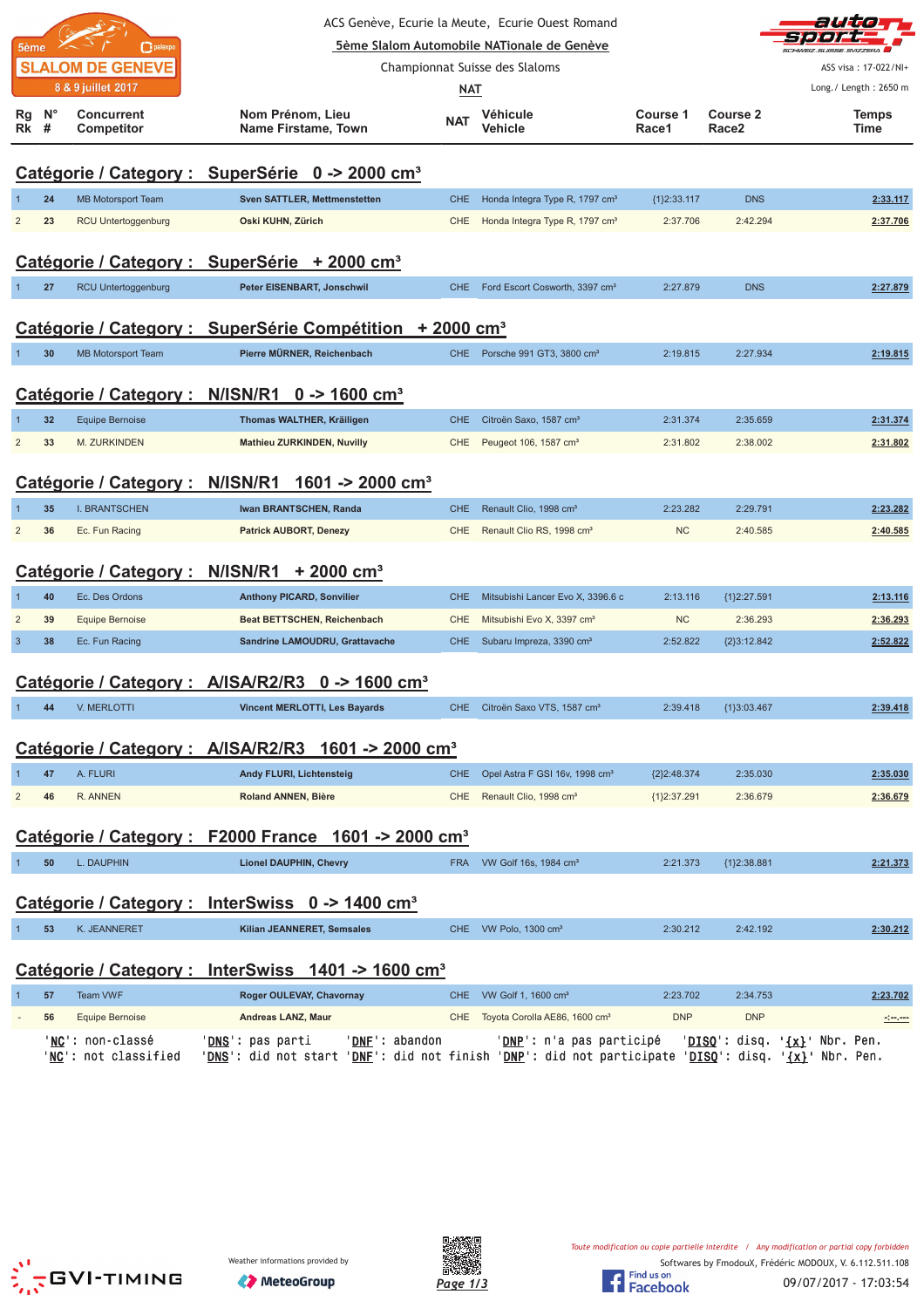5ème SLALOM DE GENEVE
8 & 9 juillet 2017

ACS Genève, Ecurie la Meute, Ecurie Ouest Romand

**5ème Slalom Automobile NATionale de Genève**

Championnat Suisse des Slaloms

**NAT**

ASS visa : 17-022/NI+

Long./ Length : 2650 m

| Rg Rk | N° # | Concurrent Competitor | Nom Prénom, Lieu Name Firstame, Town | NAT | Véhicule Vehicle | Course 1 Race1 | Course 2 Race2 | Temps Time |
|---|---|---|---|---|---|---|---|---|

## Catégorie / Category : SuperSérie 0 -> 2000 cm³

| Rg | N° | Concurrent | Nom Prénom, Lieu | NAT | Véhicule | Course 1 | Course 2 | Temps |
|---|---|---|---|---|---|---|---|---|
| 1 | 24 | MB Motorsport Team | **Sven SATTLER, Mettmenstetten** | CHE | Honda Integra Type R, 1797 cm³ | {1}2:33.117 | DNS | 2:33.117 |
| 2 | 23 | RCU Untertoggenburg | **Oski KUHN, Zürich** | CHE | Honda Integra Type R, 1797 cm³ | 2:37.706 | 2:42.294 | 2:37.706 |

## Catégorie / Category : SuperSérie + 2000 cm³

| Rg | N° | Concurrent | Nom Prénom, Lieu | NAT | Véhicule | Course 1 | Course 2 | Temps |
|---|---|---|---|---|---|---|---|---|
| 1 | 27 | RCU Untertoggenburg | **Peter EISENBART, Jonschwil** | CHE | Ford Escort Cosworth, 3397 cm³ | 2:27.879 | DNS | 2:27.879 |

## Catégorie / Category : SuperSérie Compétition + 2000 cm³

| Rg | N° | Concurrent | Nom Prénom, Lieu | NAT | Véhicule | Course 1 | Course 2 | Temps |
|---|---|---|---|---|---|---|---|---|
| 1 | 30 | MB Motorsport Team | **Pierre MÜRNER, Reichenbach** | CHE | Porsche 991 GT3, 3800 cm³ | 2:19.815 | 2:27.934 | 2:19.815 |

## Catégorie / Category : N/ISN/R1 0 -> 1600 cm³

| Rg | N° | Concurrent | Nom Prénom, Lieu | NAT | Véhicule | Course 1 | Course 2 | Temps |
|---|---|---|---|---|---|---|---|---|
| 1 | 32 | Equipe Bernoise | **Thomas WALTHER, Kräiligen** | CHE | Citroën Saxo, 1587 cm³ | 2:31.374 | 2:35.659 | 2:31.374 |
| 2 | 33 | M. ZURKINDEN | **Mathieu ZURKINDEN, Nuvilly** | CHE | Peugeot 106, 1587 cm³ | 2:31.802 | 2:38.002 | 2:31.802 |

## Catégorie / Category : N/ISN/R1 1601 -> 2000 cm³

| Rg | N° | Concurrent | Nom Prénom, Lieu | NAT | Véhicule | Course 1 | Course 2 | Temps |
|---|---|---|---|---|---|---|---|---|
| 1 | 35 | I. BRANTSCHEN | **Iwan BRANTSCHEN, Randa** | CHE | Renault Clio, 1998 cm³ | 2:23.282 | 2:29.791 | 2:23.282 |
| 2 | 36 | Ec. Fun Racing | **Patrick AUBORT, Denezy** | CHE | Renault Clio RS, 1998 cm³ | NC | 2:40.585 | 2:40.585 |

## Catégorie / Category : N/ISN/R1 + 2000 cm³

| Rg | N° | Concurrent | Nom Prénom, Lieu | NAT | Véhicule | Course 1 | Course 2 | Temps |
|---|---|---|---|---|---|---|---|---|
| 1 | 40 | Ec. Des Ordons | **Anthony PICARD, Sonvilier** | CHE | Mitsubishi Lancer Evo X, 3396.6 c | 2:13.116 | {1}2:27.591 | 2:13.116 |
| 2 | 39 | Equipe Bernoise | **Beat BETTSCHEN, Reichenbach** | CHE | Mitsubishi Evo X, 3397 cm³ | NC | 2:36.293 | 2:36.293 |
| 3 | 38 | Ec. Fun Racing | **Sandrine LAMOUDRU, Grattavache** | CHE | Subaru Impreza, 3390 cm³ | 2:52.822 | {2}3:12.842 | 2:52.822 |

## Catégorie / Category : A/ISA/R2/R3 0 -> 1600 cm³

| Rg | N° | Concurrent | Nom Prénom, Lieu | NAT | Véhicule | Course 1 | Course 2 | Temps |
|---|---|---|---|---|---|---|---|---|
| 1 | 44 | V. MERLOTTI | **Vincent MERLOTTI, Les Bayards** | CHE | Citroën Saxo VTS, 1587 cm³ | 2:39.418 | {1}3:03.467 | 2:39.418 |

## Catégorie / Category : A/ISA/R2/R3 1601 -> 2000 cm³

| Rg | N° | Concurrent | Nom Prénom, Lieu | NAT | Véhicule | Course 1 | Course 2 | Temps |
|---|---|---|---|---|---|---|---|---|
| 1 | 47 | A. FLURI | **Andy FLURI, Lichtensteig** | CHE | Opel Astra F GSI 16v, 1998 cm³ | {2}2:48.374 | 2:35.030 | 2:35.030 |
| 2 | 46 | R. ANNEN | **Roland ANNEN, Bière** | CHE | Renault Clio, 1998 cm³ | {1}2:37.291 | 2:36.679 | 2:36.679 |

## Catégorie / Category : F2000 France 1601 -> 2000 cm³

| Rg | N° | Concurrent | Nom Prénom, Lieu | NAT | Véhicule | Course 1 | Course 2 | Temps |
|---|---|---|---|---|---|---|---|---|
| 1 | 50 | L. DAUPHIN | **Lionel DAUPHIN, Chevry** | FRA | VW Golf 16s, 1984 cm³ | 2:21.373 | {1}2:38.881 | 2:21.373 |

## Catégorie / Category : InterSwiss 0 -> 1400 cm³

| Rg | N° | Concurrent | Nom Prénom, Lieu | NAT | Véhicule | Course 1 | Course 2 | Temps |
|---|---|---|---|---|---|---|---|---|
| 1 | 53 | K. JEANNERET | **Kilian JEANNERET, Semsales** | CHE | VW Polo, 1300 cm³ | 2:30.212 | 2:42.192 | 2:30.212 |

## Catégorie / Category : InterSwiss 1401 -> 1600 cm³

| Rg | N° | Concurrent | Nom Prénom, Lieu | NAT | Véhicule | Course 1 | Course 2 | Temps |
|---|---|---|---|---|---|---|---|---|
| 1 | 57 | Team VWF | **Roger OULEVAY, Chavornay** | CHE | VW Golf 1, 1600 cm³ | 2:23.702 | 2:34.753 | 2:23.702 |
| - | 56 | Equipe Bernoise | **Andreas LANZ, Maur** | CHE | Toyota Corolla AE86, 1600 cm³ | DNP | DNP | -:--.--- |

'NC': non-classé 'DNS': pas parti 'DNF': abandon 'DNP': n'a pas participé 'DISQ': disq. '{x}' Nbr. Pen.
'NC': not classified 'DNS': did not start 'DNF': did not finish 'DNP': did not participate 'DISQ': disq. '{x}' Nbr. Pen.

GVI-TIMING — Weather informations provided by MeteoGroup

*Toute modification ou copie partielle interdite / Any modification or partial copy forbidden*

Softwares by FmodouX, Frédéric MODOUX, V. 6.112.511.108

Find us on Facebook

09/07/2017 - 17:03:54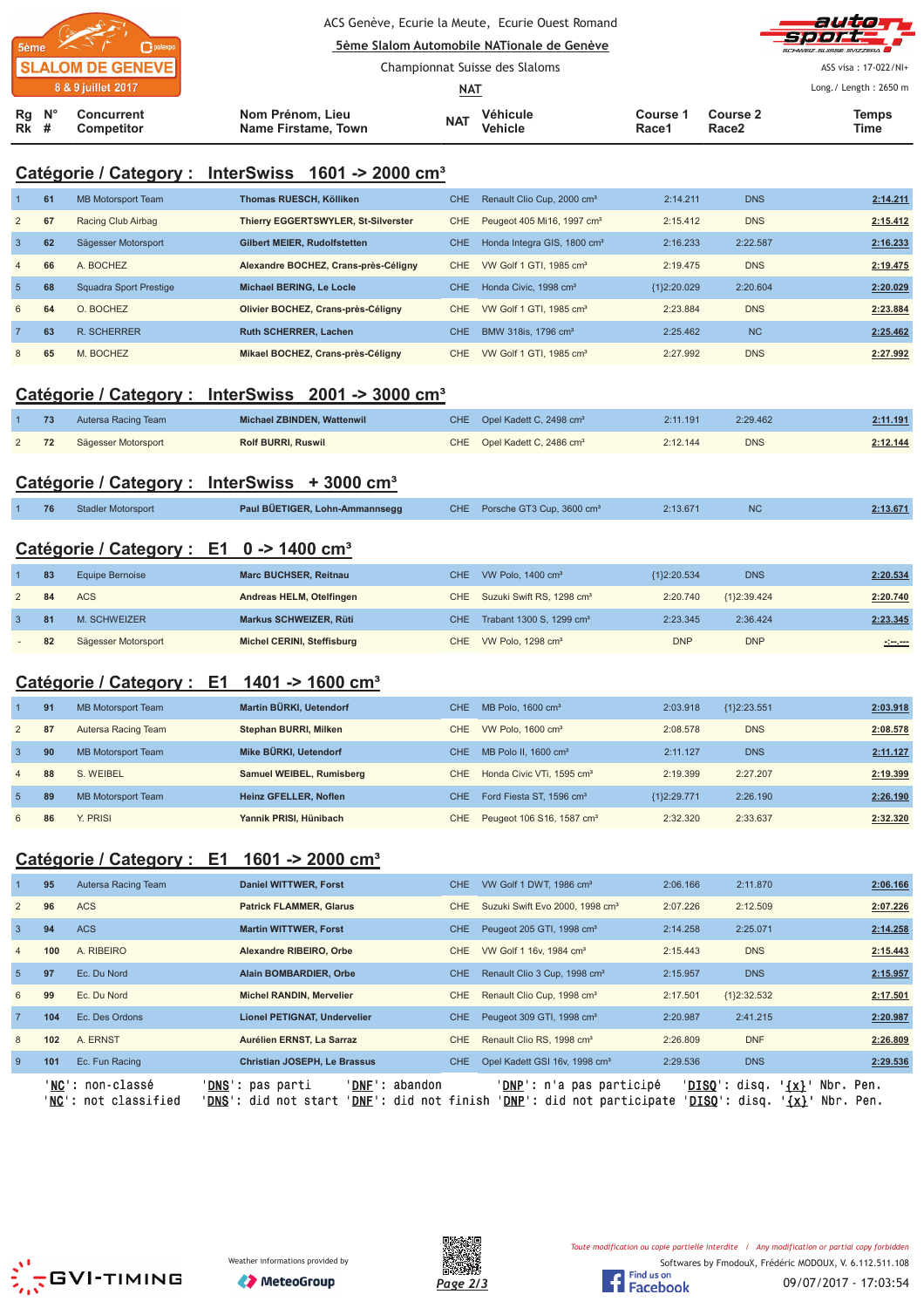ACS Genève, Ecurie la Meute, Ecurie Ouest Romand

**5ème Slalom Automobile NATionale de Genève**

Championnat Suisse des Slaloms

**NAT**

ASS visa : 17-022/NI+

Long./ Length : 2650 m

5ème SLALOM DE GENEVE 8 & 9 juillet 2017

## Catégorie / Category : InterSwiss 1601 -> 2000 cm³

| Rg Rk | N° # | Concurrent Competitor | Nom Prénom, Lieu Name Firstame, Town | NAT | Véhicule Vehicle | Course 1 Race1 | Course 2 Race2 | Temps Time |
|---|---|---|---|---|---|---|---|---|
| 1 | 61 | MB Motorsport Team | **Thomas RUESCH, Kölliken** | CHE | Renault Clio Cup, 2000 cm³ | 2:14.211 | DNS | 2:14.211 |
| 2 | 67 | Racing Club Airbag | **Thierry EGGERTSWYLER, St-Silverster** | CHE | Peugeot 405 Mi16, 1997 cm³ | 2:15.412 | DNS | 2:15.412 |
| 3 | 62 | Sägesser Motorsport | **Gilbert MEIER, Rudolfstetten** | CHE | Honda Integra GIS, 1800 cm³ | 2:16.233 | 2:22.587 | 2:16.233 |
| 4 | 66 | A. BOCHEZ | **Alexandre BOCHEZ, Crans-près-Céligny** | CHE | VW Golf 1 GTI, 1985 cm³ | 2:19.475 | DNS | 2:19.475 |
| 5 | 68 | Squadra Sport Prestige | **Michael BERING, Le Locle** | CHE | Honda Civic, 1998 cm³ | {1}2:20.029 | 2:20.604 | 2:20.029 |
| 6 | 64 | O. BOCHEZ | **Olivier BOCHEZ, Crans-près-Céligny** | CHE | VW Golf 1 GTI, 1985 cm³ | 2:23.884 | DNS | 2:23.884 |
| 7 | 63 | R. SCHERRER | **Ruth SCHERRER, Lachen** | CHE | BMW 318is, 1796 cm³ | 2:25.462 | NC | 2:25.462 |
| 8 | 65 | M. BOCHEZ | **Mikael BOCHEZ, Crans-près-Céligny** | CHE | VW Golf 1 GTI, 1985 cm³ | 2:27.992 | DNS | 2:27.992 |

## Catégorie / Category : InterSwiss 2001 -> 3000 cm³

| Rg Rk | N° # | Concurrent Competitor | Nom Prénom, Lieu Name Firstame, Town | NAT | Véhicule Vehicle | Course 1 Race1 | Course 2 Race2 | Temps Time |
|---|---|---|---|---|---|---|---|---|
| 1 | 73 | Autersa Racing Team | **Michael ZBINDEN, Wattenwil** | CHE | Opel Kadett C, 2498 cm³ | 2:11.191 | 2:29.462 | 2:11.191 |
| 2 | 72 | Sägesser Motorsport | **Rolf BURRI, Ruswil** | CHE | Opel Kadett C, 2486 cm³ | 2:12.144 | DNS | 2:12.144 |

## Catégorie / Category : InterSwiss + 3000 cm³

| Rg Rk | N° # | Concurrent Competitor | Nom Prénom, Lieu Name Firstame, Town | NAT | Véhicule Vehicle | Course 1 Race1 | Course 2 Race2 | Temps Time |
|---|---|---|---|---|---|---|---|---|
| 1 | 76 | Stadler Motorsport | **Paul BÜETIGER, Lohn-Ammannsegg** | CHE | Porsche GT3 Cup, 3600 cm³ | 2:13.671 | NC | 2:13.671 |

## Catégorie / Category : E1 0 -> 1400 cm³

| Rg Rk | N° # | Concurrent Competitor | Nom Prénom, Lieu Name Firstame, Town | NAT | Véhicule Vehicle | Course 1 Race1 | Course 2 Race2 | Temps Time |
|---|---|---|---|---|---|---|---|---|
| 1 | 83 | Equipe Bernoise | **Marc BUCHSER, Reitnau** | CHE | VW Polo, 1400 cm³ | {1}2:20.534 | DNS | 2:20.534 |
| 2 | 84 | ACS | **Andreas HELM, Otelfingen** | CHE | Suzuki Swift RS, 1298 cm³ | 2:20.740 | {1}2:39.424 | 2:20.740 |
| 3 | 81 | M. SCHWEIZER | **Markus SCHWEIZER, Rüti** | CHE | Trabant 1300 S, 1299 cm³ | 2:23.345 | 2:36.424 | 2:23.345 |
| - | 82 | Sägesser Motorsport | **Michel CERINI, Steffisburg** | CHE | VW Polo, 1298 cm³ | DNP | DNP | -:--.--- |

## Catégorie / Category : E1 1401 -> 1600 cm³

| Rg Rk | N° # | Concurrent Competitor | Nom Prénom, Lieu Name Firstame, Town | NAT | Véhicule Vehicle | Course 1 Race1 | Course 2 Race2 | Temps Time |
|---|---|---|---|---|---|---|---|---|
| 1 | 91 | MB Motorsport Team | **Martin BÜRKI, Uetendorf** | CHE | MB Polo, 1600 cm³ | 2:03.918 | {1}2:23.551 | 2:03.918 |
| 2 | 87 | Autersa Racing Team | **Stephan BURRI, Milken** | CHE | VW Polo, 1600 cm³ | 2:08.578 | DNS | 2:08.578 |
| 3 | 90 | MB Motorsport Team | **Mike BÜRKI, Uetendorf** | CHE | MB Polo II, 1600 cm³ | 2:11.127 | DNS | 2:11.127 |
| 4 | 88 | S. WEIBEL | **Samuel WEIBEL, Rumisberg** | CHE | Honda Civic VTi, 1595 cm³ | 2:19.399 | 2:27.207 | 2:19.399 |
| 5 | 89 | MB Motorsport Team | **Heinz GFELLER, Noflen** | CHE | Ford Fiesta ST, 1596 cm³ | {1}2:29.771 | 2:26.190 | 2:26.190 |
| 6 | 86 | Y. PRISI | **Yannik PRISI, Hünibach** | CHE | Peugeot 106 S16, 1587 cm³ | 2:32.320 | 2:33.637 | 2:32.320 |

## Catégorie / Category : E1 1601 -> 2000 cm³

| Rg Rk | N° # | Concurrent Competitor | Nom Prénom, Lieu Name Firstame, Town | NAT | Véhicule Vehicle | Course 1 Race1 | Course 2 Race2 | Temps Time |
|---|---|---|---|---|---|---|---|---|
| 1 | 95 | Autersa Racing Team | **Daniel WITTWER, Forst** | CHE | VW Golf 1 DWT, 1986 cm³ | 2:06.166 | 2:11.870 | 2:06.166 |
| 2 | 96 | ACS | **Patrick FLAMMER, Glarus** | CHE | Suzuki Swift Evo 2000, 1998 cm³ | 2:07.226 | 2:12.509 | 2:07.226 |
| 3 | 94 | ACS | **Martin WITTWER, Forst** | CHE | Peugeot 205 GTI, 1998 cm³ | 2:14.258 | 2:25.071 | 2:14.258 |
| 4 | 100 | A. RIBEIRO | **Alexandre RIBEIRO, Orbe** | CHE | VW Golf 1 16v, 1984 cm³ | 2:15.443 | DNS | 2:15.443 |
| 5 | 97 | Ec. Du Nord | **Alain BOMBARDIER, Orbe** | CHE | Renault Clio 3 Cup, 1998 cm³ | 2:15.957 | DNS | 2:15.957 |
| 6 | 99 | Ec. Du Nord | **Michel RANDIN, Mervelier** | CHE | Renault Clio Cup, 1998 cm³ | 2:17.501 | {1}2:32.532 | 2:17.501 |
| 7 | 104 | Ec. Des Ordons | **Lionel PETIGNAT, Undervelier** | CHE | Peugeot 309 GTI, 1998 cm³ | 2:20.987 | 2:41.215 | 2:20.987 |
| 8 | 102 | A. ERNST | **Aurélien ERNST, La Sarraz** | CHE | Renault Clio RS, 1998 cm³ | 2:26.809 | DNF | 2:26.809 |
| 9 | 101 | Ec. Fun Racing | **Christian JOSEPH, Le Brassus** | CHE | Opel Kadett GSI 16v, 1998 cm³ | 2:29.536 | DNS | 2:29.536 |

'NC': non-classé 'DNS': pas parti 'DNF': abandon 'DNP': n'a pas participé 'DISQ': disq. '{x}' Nbr. Pen.
'NC': not classified 'DNS': did not start 'DNF': did not finish 'DNP': did not participate 'DISQ': disq. '{x}' Nbr. Pen.

Weather informations provided by MeteoGroup

*Toute modification ou copie partielle interdite / Any modification or partial copy forbidden*

Softwares by FmodouX, Frédéric MODOUX, V. 6.112.511.108

09/07/2017 - 17:03:54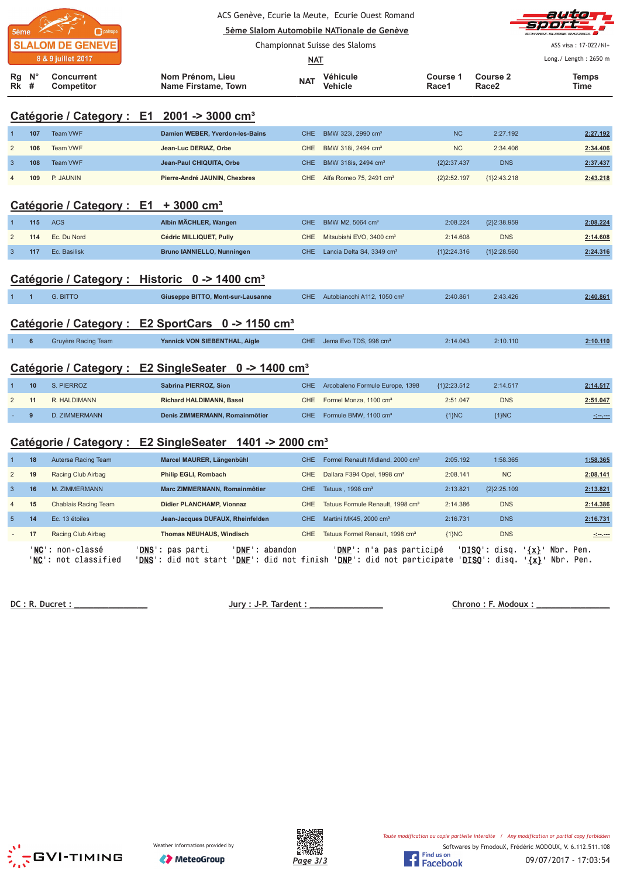ACS Genève, Ecurie la Meute, Ecurie Ouest Romand

5ème Slalom Automobile NATionale de Genève

Championnat Suisse des Slaloms

NAT

ASS visa : 17-022/NI+

Long./ Length : 2650 m

5ème SLALOM DE GENEVE 8 & 9 juillet 2017

## Catégorie / Category : E1 2001 -> 3000 cm³

| Rg Rk | N° # | Concurrent Competitor | Nom Prénom, Lieu Name Firstame, Town | NAT | Véhicule Vehicle | Course 1 Race1 | Course 2 Race2 | Temps Time |
|---|---|---|---|---|---|---|---|---|
| 1 | 107 | Team VWF | Damien WEBER, Yverdon-les-Bains | CHE | BMW 323i, 2990 cm³ | NC | 2:27.192 | 2:27.192 |
| 2 | 106 | Team VWF | Jean-Luc DERIAZ, Orbe | CHE | BMW 318i, 2494 cm³ | NC | 2:34.406 | 2:34.406 |
| 3 | 108 | Team VWF | Jean-Paul CHIQUITA, Orbe | CHE | BMW 318is, 2494 cm³ | {2}2:37.437 | DNS | 2:37.437 |
| 4 | 109 | P. JAUNIN | Pierre-André JAUNIN, Chexbres | CHE | Alfa Romeo 75, 2491 cm³ | {2}2:52.197 | {1}2:43.218 | 2:43.218 |

## Catégorie / Category : E1 + 3000 cm³

| Rg Rk | N° # | Concurrent Competitor | Nom Prénom, Lieu Name Firstame, Town | NAT | Véhicule Vehicle | Course 1 Race1 | Course 2 Race2 | Temps Time |
|---|---|---|---|---|---|---|---|---|
| 1 | 115 | ACS | Albin MÄCHLER, Wangen | CHE | BMW M2, 5064 cm³ | 2:08.224 | {2}2:38.959 | 2:08.224 |
| 2 | 114 | Ec. Du Nord | Cédric MILLIQUET, Pully | CHE | Mitsubishi EVO, 3400 cm³ | 2:14.608 | DNS | 2:14.608 |
| 3 | 117 | Ec. Basilisk | Bruno IANNIELLO, Nunningen | CHE | Lancia Delta S4, 3349 cm³ | {1}2:24.316 | {1}2:28.560 | 2:24.316 |

## Catégorie / Category : Historic 0 -> 1400 cm³

| Rg Rk | N° # | Concurrent Competitor | Nom Prénom, Lieu Name Firstame, Town | NAT | Véhicule Vehicle | Course 1 Race1 | Course 2 Race2 | Temps Time |
|---|---|---|---|---|---|---|---|---|
| 1 | 1 | G. BITTO | Giuseppe BITTO, Mont-sur-Lausanne | CHE | Autobianchi A112, 1050 cm³ | 2:40.861 | 2:43.426 | 2:40.861 |

## Catégorie / Category : E2 SportCars 0 -> 1150 cm³

| Rg Rk | N° # | Concurrent Competitor | Nom Prénom, Lieu Name Firstame, Town | NAT | Véhicule Vehicle | Course 1 Race1 | Course 2 Race2 | Temps Time |
|---|---|---|---|---|---|---|---|---|
| 1 | 6 | Gruyère Racing Team | Yannick VON SIEBENTHAL, Aigle | CHE | Jema Evo TDS, 998 cm³ | 2:14.043 | 2:10.110 | 2:10.110 |

## Catégorie / Category : E2 SingleSeater 0 -> 1400 cm³

| Rg Rk | N° # | Concurrent Competitor | Nom Prénom, Lieu Name Firstame, Town | NAT | Véhicule Vehicle | Course 1 Race1 | Course 2 Race2 | Temps Time |
|---|---|---|---|---|---|---|---|---|
| 1 | 10 | S. PIERROZ | Sabrina PIERROZ, Sion | CHE | Arcobaleno Formule Europe, 1398 | {1}2:23.512 | 2:14.517 | 2:14.517 |
| 2 | 11 | R. HALDIMANN | Richard HALDIMANN, Basel | CHE | Formel Monza, 1100 cm³ | 2:51.047 | DNS | 2:51.047 |
| - | 9 | D. ZIMMERMANN | Denis ZIMMERMANN, Romainmôtier | CHE | Formule BMW, 1100 cm³ | {1}NC | {1}NC | -:--.--- |

## Catégorie / Category : E2 SingleSeater 1401 -> 2000 cm³

| Rg Rk | N° # | Concurrent Competitor | Nom Prénom, Lieu Name Firstame, Town | NAT | Véhicule Vehicle | Course 1 Race1 | Course 2 Race2 | Temps Time |
|---|---|---|---|---|---|---|---|---|
| 1 | 18 | Autersa Racing Team | Marcel MAURER, Längenbühl | CHE | Formel Renault Midland, 2000 cm³ | 2:05.192 | 1:58.365 | 1:58.365 |
| 2 | 19 | Racing Club Airbag | Philip EGLI, Rombach | CHE | Dallara F394 Opel, 1998 cm³ | 2:08.141 | NC | 2:08.141 |
| 3 | 16 | M. ZIMMERMANN | Marc ZIMMERMANN, Romainmôtier | CHE | Tatuus , 1998 cm³ | 2:13.821 | {2}2:25.109 | 2:13.821 |
| 4 | 15 | Chablais Racing Team | Didier PLANCHAMP, Vionnaz | CHE | Tatuus Formule Renault, 1998 cm³ | 2:14.386 | DNS | 2:14.386 |
| 5 | 14 | Ec. 13 étoiles | Jean-Jacques DUFAUX, Rheinfelden | CHE | Martini MK45, 2000 cm³ | 2:16.731 | DNS | 2:16.731 |
| - | 17 | Racing Club Airbag | Thomas NEUHAUS, Windisch | CHE | Tatuus Formel Renault, 1998 cm³ | {1}NC | DNS | -:--.--- |

'NC': non-classé — 'NC': not classified
'DNS': pas parti — 'DNS': did not start
'DNF': abandon — 'DNF': did not finish
'DNP': n'a pas participé — 'DNP': did not participate
'DISQ': disq. — 'DISQ': disq.
'{x}' Nbr. Pen. — '{x}' Nbr. Pen.

DC : R. Ducret : _______________  Jury : J-P. Tardent : _______________  Chrono : F. Modoux : _______________

Toute modification ou copie partielle interdite / Any modification or partial copy forbidden

Softwares by FmodouX, Frédéric MODOUX, V. 6.112.511.108

Weather informations provided by MeteoGroup

09/07/2017 - 17:03:54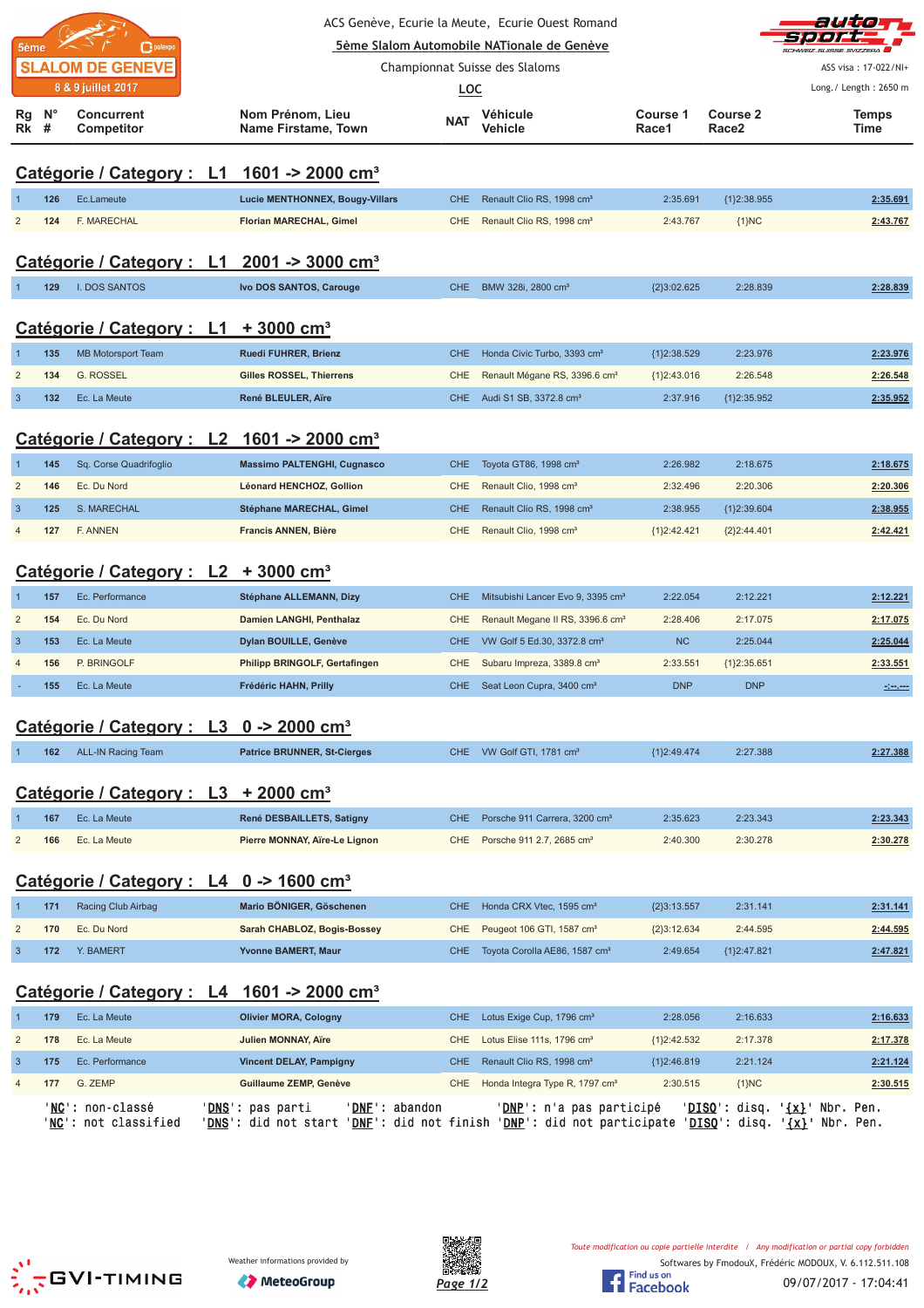ACS Genève, Ecurie la Meute, Ecurie Ouest Romand

5ème Slalom Automobile NATionale de Genève

Championnat Suisse des Slaloms

LOC

5ème SLALOM DE GENEVE 8 & 9 juillet 2017

ASS visa : 17-022/NI+

Long./ Length : 2650 m

## Catégorie / Category : L1 1601 -> 2000 cm³

| Rg Rk | N° # | Concurrent Competitor | Nom Prénom, Lieu Name Firstame, Town | NAT | Véhicule Vehicle | Course 1 Race1 | Course 2 Race2 | Temps Time |
|---|---|---|---|---|---|---|---|---|
| 1 | 126 | Ec.Lameute | Lucie MENTHONNEX, Bougy-Villars | CHE | Renault Clio RS, 1998 cm³ | 2:35.691 | {1}2:38.955 | 2:35.691 |
| 2 | 124 | F. MARECHAL | Florian MARECHAL, Gimel | CHE | Renault Clio RS, 1998 cm³ | 2:43.767 | {1}NC | 2:43.767 |

## Catégorie / Category : L1 2001 -> 3000 cm³

| Rg Rk | N° # | Concurrent Competitor | Nom Prénom, Lieu Name Firstame, Town | NAT | Véhicule Vehicle | Course 1 Race1 | Course 2 Race2 | Temps Time |
|---|---|---|---|---|---|---|---|---|
| 1 | 129 | I. DOS SANTOS | Ivo DOS SANTOS, Carouge | CHE | BMW 328i, 2800 cm³ | {2}3:02.625 | 2:28.839 | 2:28.839 |

## Catégorie / Category : L1 + 3000 cm³

| Rg Rk | N° # | Concurrent Competitor | Nom Prénom, Lieu Name Firstame, Town | NAT | Véhicule Vehicle | Course 1 Race1 | Course 2 Race2 | Temps Time |
|---|---|---|---|---|---|---|---|---|
| 1 | 135 | MB Motorsport Team | Ruedi FUHRER, Brienz | CHE | Honda Civic Turbo, 3393 cm³ | {1}2:38.529 | 2:23.976 | 2:23.976 |
| 2 | 134 | G. ROSSEL | Gilles ROSSEL, Thierrens | CHE | Renault Mégane RS, 3396.6 cm³ | {1}2:43.016 | 2:26.548 | 2:26.548 |
| 3 | 132 | Ec. La Meute | René BLEULER, Aïre | CHE | Audi S1 SB, 3372.8 cm³ | 2:37.916 | {1}2:35.952 | 2:35.952 |

## Catégorie / Category : L2 1601 -> 2000 cm³

| Rg Rk | N° # | Concurrent Competitor | Nom Prénom, Lieu Name Firstame, Town | NAT | Véhicule Vehicle | Course 1 Race1 | Course 2 Race2 | Temps Time |
|---|---|---|---|---|---|---|---|---|
| 1 | 145 | Sq. Corse Quadrifoglio | Massimo PALTENGHI, Cugnasco | CHE | Toyota GT86, 1998 cm³ | 2:26.982 | 2:18.675 | 2:18.675 |
| 2 | 146 | Ec. Du Nord | Léonard HENCHOZ, Gollion | CHE | Renault Clio, 1998 cm³ | 2:32.496 | 2:20.306 | 2:20.306 |
| 3 | 125 | S. MARECHAL | Stéphane MARECHAL, Gimel | CHE | Renault Clio RS, 1998 cm³ | 2:38.955 | {1}2:39.604 | 2:38.955 |
| 4 | 127 | F. ANNEN | Francis ANNEN, Bière | CHE | Renault Clio, 1998 cm³ | {1}2:42.421 | {2}2:44.401 | 2:42.421 |

## Catégorie / Category : L2 + 3000 cm³

| Rg Rk | N° # | Concurrent Competitor | Nom Prénom, Lieu Name Firstame, Town | NAT | Véhicule Vehicle | Course 1 Race1 | Course 2 Race2 | Temps Time |
|---|---|---|---|---|---|---|---|---|
| 1 | 157 | Ec. Performance | Stéphane ALLEMANN, Dizy | CHE | Mitsubishi Lancer Evo 9, 3395 cm³ | 2:22.054 | 2:12.221 | 2:12.221 |
| 2 | 154 | Ec. Du Nord | Damien LANGHI, Penthalaz | CHE | Renault Megane II RS, 3396.6 cm³ | 2:28.406 | 2:17.075 | 2:17.075 |
| 3 | 153 | Ec. La Meute | Dylan BOUILLE, Genève | CHE | VW Golf 5 Ed.30, 3372.8 cm³ | NC | 2:25.044 | 2:25.044 |
| 4 | 156 | P. BRINGOLF | Philipp BRINGOLF, Gertafingen | CHE | Subaru Impreza, 3389.8 cm³ | 2:33.551 | {1}2:35.651 | 2:33.551 |
| - | 155 | Ec. La Meute | Frédéric HAHN, Prilly | CHE | Seat Leon Cupra, 3400 cm³ | DNP | DNP | -:--.--- |

## Catégorie / Category : L3 0 -> 2000 cm³

| Rg Rk | N° # | Concurrent Competitor | Nom Prénom, Lieu Name Firstame, Town | NAT | Véhicule Vehicle | Course 1 Race1 | Course 2 Race2 | Temps Time |
|---|---|---|---|---|---|---|---|---|
| 1 | 162 | ALL-IN Racing Team | Patrice BRUNNER, St-Cierges | CHE | VW Golf GTI, 1781 cm³ | {1}2:49.474 | 2:27.388 | 2:27.388 |

## Catégorie / Category : L3 + 2000 cm³

| Rg Rk | N° # | Concurrent Competitor | Nom Prénom, Lieu Name Firstame, Town | NAT | Véhicule Vehicle | Course 1 Race1 | Course 2 Race2 | Temps Time |
|---|---|---|---|---|---|---|---|---|
| 1 | 167 | Ec. La Meute | René DESBAILLETS, Satigny | CHE | Porsche 911 Carrera, 3200 cm³ | 2:35.623 | 2:23.343 | 2:23.343 |
| 2 | 166 | Ec. La Meute | Pierre MONNAY, Aïre-Le Lignon | CHE | Porsche 911 2.7, 2685 cm³ | 2:40.300 | 2:30.278 | 2:30.278 |

## Catégorie / Category : L4 0 -> 1600 cm³

| Rg Rk | N° # | Concurrent Competitor | Nom Prénom, Lieu Name Firstame, Town | NAT | Véhicule Vehicle | Course 1 Race1 | Course 2 Race2 | Temps Time |
|---|---|---|---|---|---|---|---|---|
| 1 | 171 | Racing Club Airbag | Mario BÖNIGER, Göschenen | CHE | Honda CRX Vtec, 1595 cm³ | {2}3:13.557 | 2:31.141 | 2:31.141 |
| 2 | 170 | Ec. Du Nord | Sarah CHABLOZ, Bogis-Bossey | CHE | Peugeot 106 GTI, 1587 cm³ | {2}3:12.634 | 2:44.595 | 2:44.595 |
| 3 | 172 | Y. BAMERT | Yvonne BAMERT, Maur | CHE | Toyota Corolla AE86, 1587 cm³ | 2:49.654 | {1}2:47.821 | 2:47.821 |

## Catégorie / Category : L4 1601 -> 2000 cm³

| Rg Rk | N° # | Concurrent Competitor | Nom Prénom, Lieu Name Firstame, Town | NAT | Véhicule Vehicle | Course 1 Race1 | Course 2 Race2 | Temps Time |
|---|---|---|---|---|---|---|---|---|
| 1 | 179 | Ec. La Meute | Olivier MORA, Cologny | CHE | Lotus Exige Cup, 1796 cm³ | 2:28.056 | 2:16.633 | 2:16.633 |
| 2 | 178 | Ec. La Meute | Julien MONNAY, Aïre | CHE | Lotus Elise 111s, 1796 cm³ | {1}2:42.532 | 2:17.378 | 2:17.378 |
| 3 | 175 | Ec. Performance | Vincent DELAY, Pampigny | CHE | Renault Clio RS, 1998 cm³ | {1}2:46.819 | 2:21.124 | 2:21.124 |
| 4 | 177 | G. ZEMP | Guillaume ZEMP, Genève | CHE | Honda Integra Type R, 1797 cm³ | 2:30.515 | {1}NC | 2:30.515 |

'NC': non-classé 'DNS': pas parti 'DNF': abandon 'DNP': n'a pas participé 'DISQ': disq. '{x}' Nbr. Pen.
'NC': not classified 'DNS': did not start 'DNF': did not finish 'DNP': did not participate 'DISQ': disq. '{x}' Nbr. Pen.

Weather informations provided by MeteoGroup

Toute modification ou copie partielle interdite / Any modification or partial copy forbidden

Softwares by FmodouX, Frédéric MODOUX, V. 6.112.511.108

09/07/2017 - 17:04:41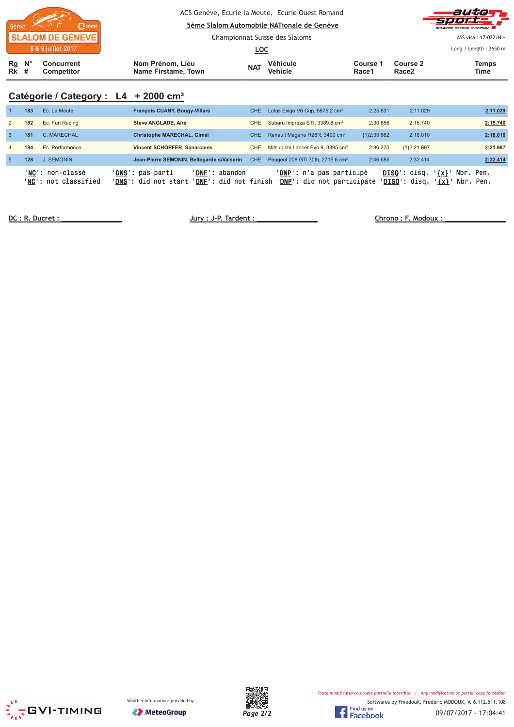ACS Genève, Ecurie la Meute, Ecurie Ouest Romand

**5ème Slalom Automobile NATionale de Genève**

Championnat Suisse des Slaloms

**LOC**

ASS visa : 17-022/NI+

Long./ Length : 2650 m

## Catégorie / Category : L4 + 2000 cm³

| Rg Rk | N° # | Concurrent Competitor | Nom Prénom, Lieu Name Firstame, Town | NAT | Véhicule Vehicle | Course 1 Race1 | Course 2 Race2 | Temps Time |
|---|---|---|---|---|---|---|---|---|
| 1 | 183 | Ec. La Meute | **François CUANY, Bougy-Villars** | CHE | Lotus Exige V6 Cup, 5875.2 cm³ | 2:25.831 | 2:11.029 | **2:11.029** |
| 2 | 182 | Ec. Fun Racing | **Steve ANGLADE, Aïre** | CHE | Subaru Impreza STI, 3389.8 cm³ | 2:30.856 | 2:15.740 | **2:15.740** |
| 3 | 181 | C. MARECHAL | **Christophe MARECHAL, Gimel** | CHE | Renault Megane R26R, 3400 cm³ | {1}2:39.662 | 2:18.010 | **2:18.010** |
| 4 | 184 | Ec. Performence | **Vincent SCHOPFER, Senarclens** | CHE | Mitsubishi Lancer Evo 9, 3395 cm³ | 2:36.270 | {1}2:21.997 | **2:21.997** |
| 5 | 128 | J. SEMONIN | **Jean-Pierre SEMONIN, Bellegarde s/Valserin** | CHE | Peugeot 208 GTi 30th, 2716.6 cm³ | 2:46.685 | 2:32.414 | **2:32.414** |

'NC': non-classé 'DNS': pas parti 'DNF': abandon 'DNP': n'a pas participé 'DISQ': disq. '{x}' Nbr. Pen.
'NC': not classified 'DNS': did not start 'DNF': did not finish 'DNP': did not participate 'DISQ': disq. '{x}' Nbr. Pen.

DC : R. Ducret : ______________ Jury : J-P. Tardent : ______________ Chrono : F. Modoux : ______________

Weather informations provided by MeteoGroup

*Toute modification ou copie partielle interdite / Any modification or partial copy forbidden*

Softwares by FmodouX, Frédéric MODOUX, V. 6.112.511.108

09/07/2017 - 17:04:41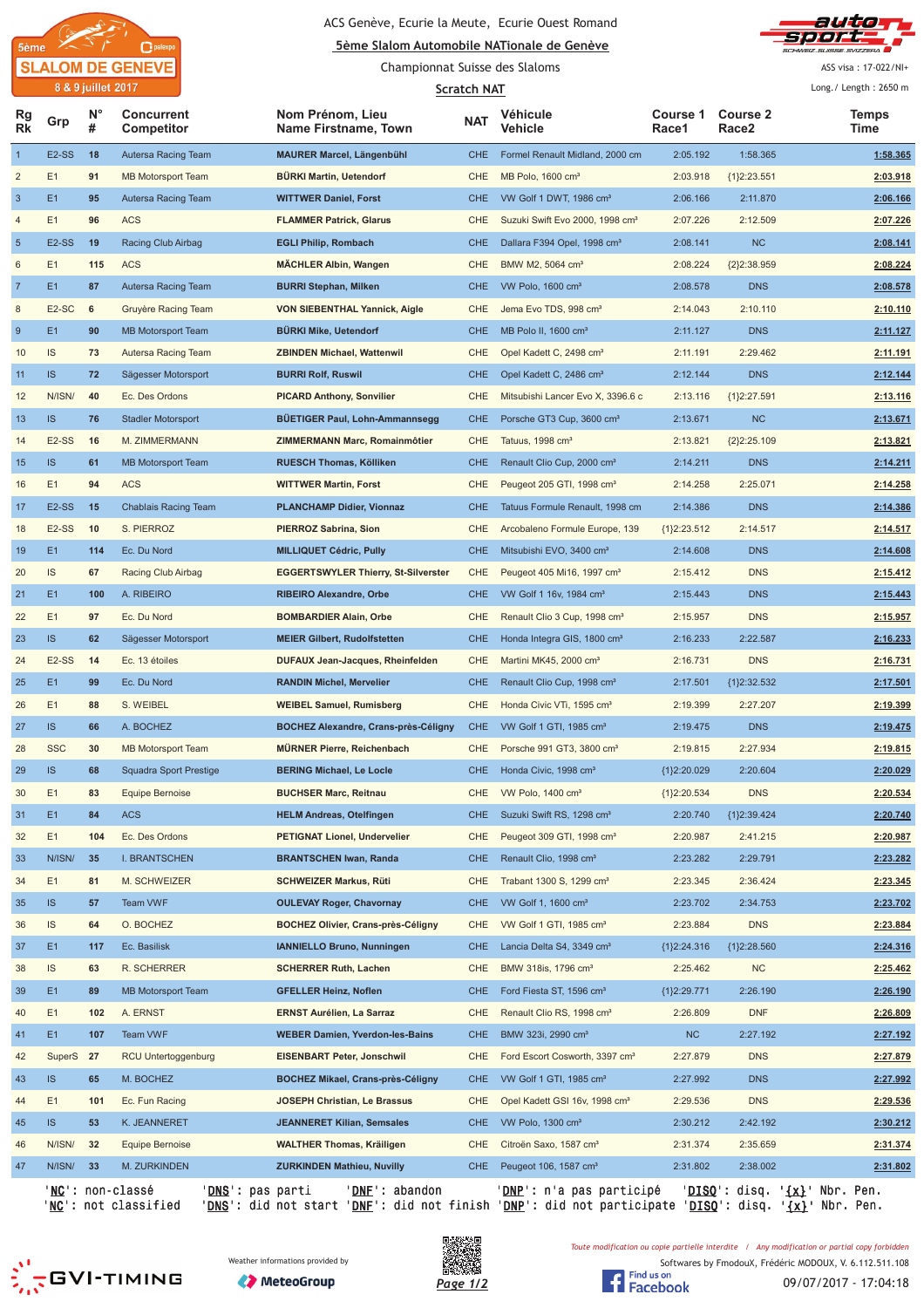ACS Genève, Ecurie la Meute, Ecurie Ouest Romand

**5ème Slalom Automobile NATionale de Genève**

Championnat Suisse des Slaloms

**Scratch NAT**

5ème SLALOM DE GENEVE 8 & 9 juillet 2017

ASS visa : 17-022/NI+

Long./ Length : 2650 m

| Rg Rk | Grp | N° # | Concurrent Competitor | Nom Prénom, Lieu Name Firstname, Town | NAT | Véhicule Vehicle | Course 1 Race1 | Course 2 Race2 | Temps Time |
|---|---|---|---|---|---|---|---|---|---|
| 1 | E2-SS | 18 | Autersa Racing Team | **MAURER Marcel, Längenbühl** | CHE | Formel Renault Midland, 2000 cm | 2:05.192 | 1:58.365 | **1:58.365** |
| 2 | E1 | 91 | MB Motorsport Team | **BÜRKI Martin, Uetendorf** | CHE | MB Polo, 1600 cm³ | 2:03.918 | {1}2:23.551 | **2:03.918** |
| 3 | E1 | 95 | Autersa Racing Team | **WITTWER Daniel, Forst** | CHE | VW Golf 1 DWT, 1986 cm³ | 2:06.166 | 2:11.870 | **2:06.166** |
| 4 | E1 | 96 | ACS | **FLAMMER Patrick, Glarus** | CHE | Suzuki Swift Evo 2000, 1998 cm³ | 2:07.226 | 2:12.509 | **2:07.226** |
| 5 | E2-SS | 19 | Racing Club Airbag | **EGLI Philip, Rombach** | CHE | Dallara F394 Opel, 1998 cm³ | 2:08.141 | NC | **2:08.141** |
| 6 | E1 | 115 | ACS | **MÄCHLER Albin, Wangen** | CHE | BMW M2, 5064 cm³ | 2:08.224 | {2}2:38.959 | **2:08.224** |
| 7 | E1 | 87 | Autersa Racing Team | **BURRI Stephan, Milken** | CHE | VW Polo, 1600 cm³ | 2:08.578 | DNS | **2:08.578** |
| 8 | E2-SC | 6 | Gruyère Racing Team | **VON SIEBENTHAL Yannick, Aigle** | CHE | Jema Evo TDS, 998 cm³ | 2:14.043 | 2:10.110 | **2:10.110** |
| 9 | E1 | 90 | MB Motorsport Team | **BÜRKI Mike, Uetendorf** | CHE | MB Polo II, 1600 cm³ | 2:11.127 | DNS | **2:11.127** |
| 10 | IS | 73 | Autersa Racing Team | **ZBINDEN Michael, Wattenwil** | CHE | Opel Kadett C, 2498 cm³ | 2:11.191 | 2:29.462 | **2:11.191** |
| 11 | IS | 72 | Sägesser Motorsport | **BURRI Rolf, Ruswil** | CHE | Opel Kadett C, 2486 cm³ | 2:12.144 | DNS | **2:12.144** |
| 12 | N/ISN/ | 40 | Ec. Des Ordons | **PICARD Anthony, Sonvilier** | CHE | Mitsubishi Lancer Evo X, 3396.6 c | 2:13.116 | {1}2:27.591 | **2:13.116** |
| 13 | IS | 76 | Stadler Motorsport | **BÜETIGER Paul, Lohn-Ammannsegg** | CHE | Porsche GT3 Cup, 3600 cm³ | 2:13.671 | NC | **2:13.671** |
| 14 | E2-SS | 16 | M. ZIMMERMANN | **ZIMMERMANN Marc, Romainmôtier** | CHE | Tatuus, 1998 cm³ | 2:13.821 | {2}2:25.109 | **2:13.821** |
| 15 | IS | 61 | MB Motorsport Team | **RUESCH Thomas, Kölliken** | CHE | Renault Clio Cup, 2000 cm³ | 2:14.211 | DNS | **2:14.211** |
| 16 | E1 | 94 | ACS | **WITTWER Martin, Forst** | CHE | Peugeot 205 GTI, 1998 cm³ | 2:14.258 | 2:25.071 | **2:14.258** |
| 17 | E2-SS | 15 | Chablais Racing Team | **PLANCHAMP Didier, Vionnaz** | CHE | Tatuus Formule Renault, 1998 cm | 2:14.386 | DNS | **2:14.386** |
| 18 | E2-SS | 10 | S. PIERROZ | **PIERROZ Sabrina, Sion** | CHE | Arcobaleno Formule Europe, 139 | {1}2:23.512 | 2:14.517 | **2:14.517** |
| 19 | E1 | 114 | Ec. Du Nord | **MILLIQUET Cédric, Pully** | CHE | Mitsubishi EVO, 3400 cm³ | 2:14.608 | DNS | **2:14.608** |
| 20 | IS | 67 | Racing Club Airbag | **EGGERTSWYLER Thierry, St-Silverster** | CHE | Peugeot 405 Mi16, 1997 cm³ | 2:15.412 | DNS | **2:15.412** |
| 21 | E1 | 100 | A. RIBEIRO | **RIBEIRO Alexandre, Orbe** | CHE | VW Golf 1 16v, 1984 cm³ | 2:15.443 | DNS | **2:15.443** |
| 22 | E1 | 97 | Ec. Du Nord | **BOMBARDIER Alain, Orbe** | CHE | Renault Clio 3 Cup, 1998 cm³ | 2:15.957 | DNS | **2:15.957** |
| 23 | IS | 62 | Sägesser Motorsport | **MEIER Gilbert, Rudolfstetten** | CHE | Honda Integra GIS, 1800 cm³ | 2:16.233 | 2:22.587 | **2:16.233** |
| 24 | E2-SS | 14 | Ec. 13 étoiles | **DUFAUX Jean-Jacques, Rheinfelden** | CHE | Martini MK45, 2000 cm³ | 2:16.731 | DNS | **2:16.731** |
| 25 | E1 | 99 | Ec. Du Nord | **RANDIN Michel, Mervelier** | CHE | Renault Clio Cup, 1998 cm³ | 2:17.501 | {1}2:32.532 | **2:17.501** |
| 26 | E1 | 88 | S. WEIBEL | **WEIBEL Samuel, Rumisberg** | CHE | Honda Civic VTi, 1595 cm³ | 2:19.399 | 2:27.207 | **2:19.399** |
| 27 | IS | 66 | A. BOCHEZ | **BOCHEZ Alexandre, Crans-près-Céligny** | CHE | VW Golf 1 GTI, 1985 cm³ | 2:19.475 | DNS | **2:19.475** |
| 28 | SSC | 30 | MB Motorsport Team | **MÜRNER Pierre, Reichenbach** | CHE | Porsche 991 GT3, 3800 cm³ | 2:19.815 | 2:27.934 | **2:19.815** |
| 29 | IS | 68 | Squadra Sport Prestige | **BERING Michael, Le Locle** | CHE | Honda Civic, 1998 cm³ | {1}2:20.029 | 2:20.604 | **2:20.029** |
| 30 | E1 | 83 | Equipe Bernoise | **BUCHSER Marc, Reitnau** | CHE | VW Polo, 1400 cm³ | {1}2:20.534 | DNS | **2:20.534** |
| 31 | E1 | 84 | ACS | **HELM Andreas, Otelfingen** | CHE | Suzuki Swift RS, 1298 cm³ | 2:20.740 | {1}2:39.424 | **2:20.740** |
| 32 | E1 | 104 | Ec. Des Ordons | **PETIGNAT Lionel, Undervelier** | CHE | Peugeot 309 GTI, 1998 cm³ | 2:20.987 | 2:41.215 | **2:20.987** |
| 33 | N/ISN/ | 35 | I. BRANTSCHEN | **BRANTSCHEN Iwan, Randa** | CHE | Renault Clio, 1998 cm³ | 2:23.282 | 2:29.791 | **2:23.282** |
| 34 | E1 | 81 | M. SCHWEIZER | **SCHWEIZER Markus, Rüti** | CHE | Trabant 1300 S, 1299 cm³ | 2:23.345 | 2:36.424 | **2:23.345** |
| 35 | IS | 57 | Team VWF | **OULEVAY Roger, Chavornay** | CHE | VW Golf 1, 1600 cm³ | 2:23.702 | 2:34.753 | **2:23.702** |
| 36 | IS | 64 | O. BOCHEZ | **BOCHEZ Olivier, Crans-près-Céligny** | CHE | VW Golf 1 GTI, 1985 cm³ | 2:23.884 | DNS | **2:23.884** |
| 37 | E1 | 117 | Ec. Basilisk | **IANNIELLO Bruno, Nunningen** | CHE | Lancia Delta S4, 3349 cm³ | {1}2:24.316 | {1}2:28.560 | **2:24.316** |
| 38 | IS | 63 | R. SCHERRER | **SCHERRER Ruth, Lachen** | CHE | BMW 318is, 1796 cm³ | 2:25.462 | NC | **2:25.462** |
| 39 | E1 | 89 | MB Motorsport Team | **GFELLER Heinz, Noflen** | CHE | Ford Fiesta ST, 1596 cm³ | {1}2:29.771 | 2:26.190 | **2:26.190** |
| 40 | E1 | 102 | A. ERNST | **ERNST Aurélien, La Sarraz** | CHE | Renault Clio RS, 1998 cm³ | 2:26.809 | DNF | **2:26.809** |
| 41 | E1 | 107 | Team VWF | **WEBER Damien, Yverdon-les-Bains** | CHE | BMW 323i, 2990 cm³ | NC | 2:27.192 | **2:27.192** |
| 42 | SuperS | 27 | RCU Untertoggenburg | **EISENBART Peter, Jonschwil** | CHE | Ford Escort Cosworth, 3397 cm³ | 2:27.879 | DNS | **2:27.879** |
| 43 | IS | 65 | M. BOCHEZ | **BOCHEZ Mikael, Crans-près-Céligny** | CHE | VW Golf 1 GTI, 1985 cm³ | 2:27.992 | DNS | **2:27.992** |
| 44 | E1 | 101 | Ec. Fun Racing | **JOSEPH Christian, Le Brassus** | CHE | Opel Kadett GSI 16v, 1998 cm³ | 2:29.536 | DNS | **2:29.536** |
| 45 | IS | 53 | K. JEANNERET | **JEANNERET Kilian, Semsales** | CHE | VW Polo, 1300 cm³ | 2:30.212 | 2:42.192 | **2:30.212** |
| 46 | N/ISN/ | 32 | Equipe Bernoise | **WALTHER Thomas, Kräiligen** | CHE | Citroën Saxo, 1587 cm³ | 2:31.374 | 2:35.659 | **2:31.374** |
| 47 | N/ISN/ | 33 | M. ZURKINDEN | **ZURKINDEN Mathieu, Nuvilly** | CHE | Peugeot 106, 1587 cm³ | 2:31.802 | 2:38.002 | **2:31.802** |

'NC': non-classé 'DNS': pas parti 'DNF': abandon 'DNP': n'a pas participé 'DISQ': disq. '{x}' Nbr. Pen.
'NC': not classified 'DNS': did not start 'DNF': did not finish 'DNP': did not participate 'DISQ': disq. '{x}' Nbr. Pen.

Weather informations provided by MeteoGroup

*Toute modification ou copie partielle interdite / Any modification or partial copy forbidden*

Softwares by FmodouX, Frédéric MODOUX, V. 6.112.511.108

09/07/2017 - 17:04:18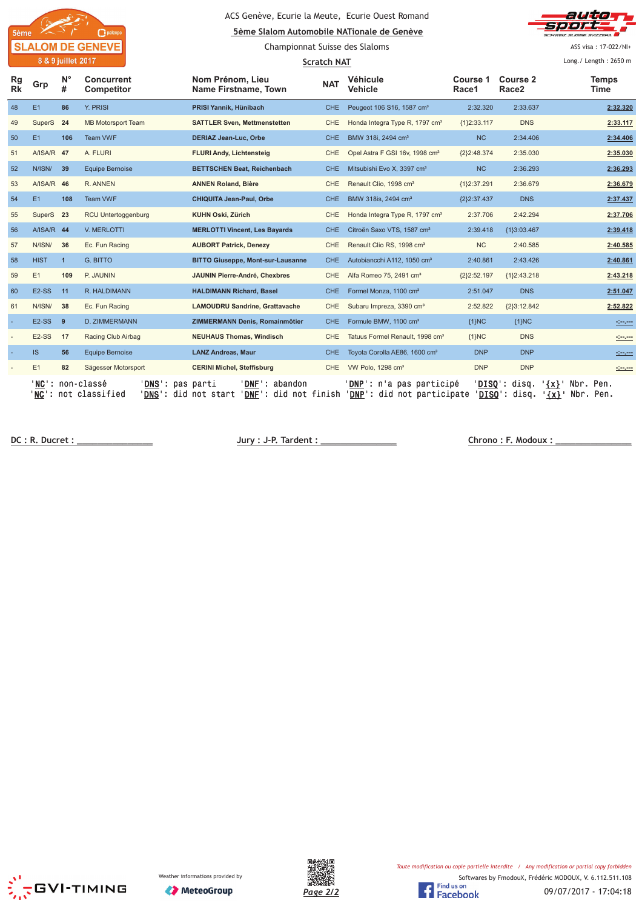ACS Genève, Ecurie la Meute, Ecurie Ouest Romand

**5ème Slalom Automobile NATionale de Genève**

Championnat Suisse des Slaloms

**Scratch NAT**

ASS visa : 17-022/NI+

Long./ Length : 2650 m

| Rg Rk | Grp | N° # | Concurrent Competitor | Nom Prénom, Lieu Name Firstname, Town | NAT | Véhicule Vehicle | Course 1 Race1 | Course 2 Race2 | Temps Time |
|---|---|---|---|---|---|---|---|---|---|
| 48 | E1 | 86 | Y. PRISI | **PRISI Yannik, Hünibach** | CHE | Peugeot 106 S16, 1587 cm³ | 2:32.320 | 2:33.637 | **2:32.320** |
| 49 | SuperS | 24 | MB Motorsport Team | **SATTLER Sven, Mettmenstetten** | CHE | Honda Integra Type R, 1797 cm³ | {1}2:33.117 | DNS | **2:33.117** |
| 50 | E1 | 106 | Team VWF | **DERIAZ Jean-Luc, Orbe** | CHE | BMW 318i, 2494 cm³ | NC | 2:34.406 | **2:34.406** |
| 51 | A/ISA/R | 47 | A. FLURI | **FLURI Andy, Lichtensteig** | CHE | Opel Astra F GSI 16v, 1998 cm³ | {2}2:48.374 | 2:35.030 | **2:35.030** |
| 52 | N/ISN/ | 39 | Equipe Bernoise | **BETTSCHEN Beat, Reichenbach** | CHE | Mitsubishi Evo X, 3397 cm³ | NC | 2:36.293 | **2:36.293** |
| 53 | A/ISA/R | 46 | R. ANNEN | **ANNEN Roland, Bière** | CHE | Renault Clio, 1998 cm³ | {1}2:37.291 | 2:36.679 | **2:36.679** |
| 54 | E1 | 108 | Team VWF | **CHIQUITA Jean-Paul, Orbe** | CHE | BMW 318is, 2494 cm³ | {2}2:37.437 | DNS | **2:37.437** |
| 55 | SuperS | 23 | RCU Untertoggenburg | **KUHN Oski, Zürich** | CHE | Honda Integra Type R, 1797 cm³ | 2:37.706 | 2:42.294 | **2:37.706** |
| 56 | A/ISA/R | 44 | V. MERLOTTI | **MERLOTTI Vincent, Les Bayards** | CHE | Citroën Saxo VTS, 1587 cm³ | 2:39.418 | {1}3:03.467 | **2:39.418** |
| 57 | N/ISN/ | 36 | Ec. Fun Racing | **AUBORT Patrick, Denezy** | CHE | Renault Clio RS, 1998 cm³ | NC | 2:40.585 | **2:40.585** |
| 58 | HIST | 1 | G. BITTO | **BITTO Giuseppe, Mont-sur-Lausanne** | CHE | Autobianchi A112, 1050 cm³ | 2:40.861 | 2:43.426 | **2:40.861** |
| 59 | E1 | 109 | P. JAUNIN | **JAUNIN Pierre-André, Chexbres** | CHE | Alfa Romeo 75, 2491 cm³ | {2}2:52.197 | {1}2:43.218 | **2:43.218** |
| 60 | E2-SS | 11 | R. HALDIMANN | **HALDIMANN Richard, Basel** | CHE | Formel Monza, 1100 cm³ | 2:51.047 | DNS | **2:51.047** |
| 61 | N/ISN/ | 38 | Ec. Fun Racing | **LAMOUDRU Sandrine, Grattavache** | CHE | Subaru Impreza, 3390 cm³ | 2:52.822 | {2}3:12.842 | **2:52.822** |
| - | E2-SS | 9 | D. ZIMMERMANN | **ZIMMERMANN Denis, Romainmôtier** | CHE | Formule BMW, 1100 cm³ | {1}NC | {1}NC | -:--.--- |
| - | E2-SS | 17 | Racing Club Airbag | **NEUHAUS Thomas, Windisch** | CHE | Tatuus Formel Renault, 1998 cm³ | {1}NC | DNS | -:--.--- |
| - | IS | 56 | Equipe Bernoise | **LANZ Andreas, Maur** | CHE | Toyota Corolla AE86, 1600 cm³ | DNP | DNP | -:--.--- |
| - | E1 | 82 | Sägesser Motorsport | **CERINI Michel, Steffisburg** | CHE | VW Polo, 1298 cm³ | DNP | DNP | -:--.--- |

'NC': non-classé 'DNS': pas parti 'DNF': abandon 'DNP': n'a pas participé 'DISQ': disq. '{x}' Nbr. Pen.
'NC': not classified 'DNS': did not start 'DNF': did not finish 'DNP': did not participate 'DISQ': disq. '{x}' Nbr. Pen.

DC : R. Ducret : ________________ Jury : J-P. Tardent : ________________ Chrono : F. Modoux : ________________

Weather informations provided by MeteoGroup

*Toute modification ou copie partielle interdite / Any modification or partial copy forbidden*

Softwares by FmodouX, Frédéric MODOUX, V. 6.112.511.108

09/07/2017 - 17:04:18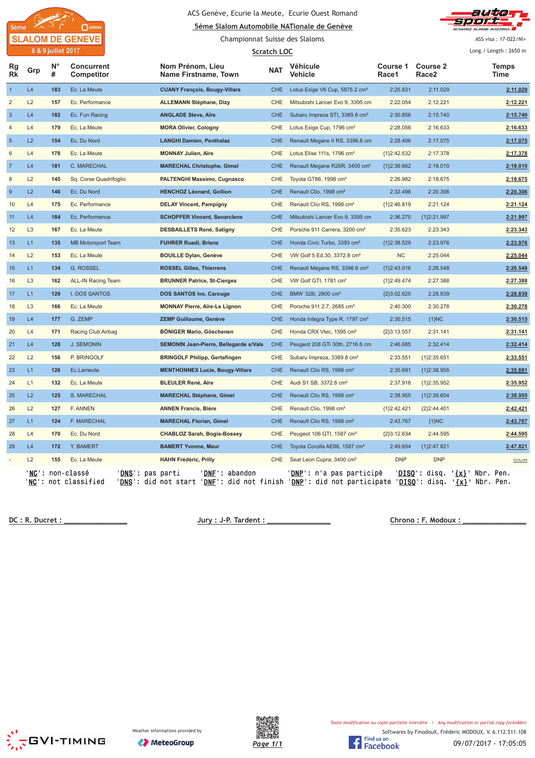5ème SLALOM DE GENEVE
8 & 9 juillet 2017

ACS Genève, Ecurie la Meute, Ecurie Ouest Romand

**5ème Slalom Automobile NATionale de Genève**

Championnat Suisse des Slaloms

**Scratch LOC**

ASS visa : 17-022/NI+
Long./ Length : 2650 m

| Rg Rk | Grp | N° # | Concurrent Competitor | Nom Prénom, Lieu Name Firstname, Town | NAT | Véhicule Vehicle | Course 1 Race1 | Course 2 Race2 | Temps Time |
|---|---|---|---|---|---|---|---|---|---|
| 1 | L4 | 183 | Ec. La Meute | **CUANY François, Bougy-Villars** | CHE | Lotus Exige V6 Cup, 5875.2 cm³ | 2:25.831 | 2:11.029 | **2:11.029** |
| 2 | L2 | 157 | Ec. Performance | **ALLEMANN Stéphane, Dizy** | CHE | Mitsubishi Lancer Evo 9, 3395 cm | 2:22.054 | 2:12.221 | **2:12.221** |
| 3 | L4 | 182 | Ec. Fun Racing | **ANGLADE Steve, Aïre** | CHE | Subaru Impreza STI, 3389.8 cm³ | 2:30.856 | 2:15.740 | **2:15.740** |
| 4 | L4 | 179 | Ec. La Meute | **MORA Olivier, Cologny** | CHE | Lotus Exige Cup, 1796 cm³ | 2:28.056 | 2:16.633 | **2:16.633** |
| 5 | L2 | 154 | Ec. Du Nord | **LANGHI Damien, Penthalaz** | CHE | Renault Megane II RS, 3396.6 cm | 2:28.406 | 2:17.075 | **2:17.075** |
| 6 | L4 | 178 | Ec. La Meute | **MONNAY Julien, Aïre** | CHE | Lotus Elise 111s, 1796 cm³ | {1}2:42.532 | 2:17.378 | **2:17.378** |
| 7 | L4 | 181 | C. MARECHAL | **MARECHAL Christophe, Gimel** | CHE | Renault Megane R26R, 3400 cm³ | {1}2:39.662 | 2:18.010 | **2:18.010** |
| 8 | L2 | 145 | Sq. Corse Quadrifoglio | **PALTENGHI Massimo, Cugnasco** | CHE | Toyota GT86, 1998 cm³ | 2:26.982 | 2:18.675 | **2:18.675** |
| 9 | L2 | 146 | Ec. Du Nord | **HENCHOZ Léonard, Gollion** | CHE | Renault Clio, 1998 cm³ | 2:32.496 | 2:20.306 | **2:20.306** |
| 10 | L4 | 175 | Ec. Performance | **DELAY Vincent, Pampigny** | CHE | Renault Clio RS, 1998 cm³ | {1}2:46.819 | 2:21.124 | **2:21.124** |
| 11 | L4 | 184 | Ec. Performence | **SCHOPFER Vincent, Senarclens** | CHE | Mitsubishi Lancer Evo 9, 3395 cm | 2:36.270 | {1}2:21.997 | **2:21.997** |
| 12 | L3 | 167 | Ec. La Meute | **DESBAILLETS René, Satigny** | CHE | Porsche 911 Carrera, 3200 cm³ | 2:35.623 | 2:23.343 | **2:23.343** |
| 13 | L1 | 135 | MB Motorsport Team | **FUHRER Ruedi, Brienz** | CHE | Honda Civic Turbo, 3393 cm³ | {1}2:38.529 | 2:23.976 | **2:23.976** |
| 14 | L2 | 153 | Ec. La Meute | **BOUILLE Dylan, Genève** | CHE | VW Golf 5 Ed.30, 3372.8 cm³ | NC | 2:25.044 | **2:25.044** |
| 15 | L1 | 134 | G. ROSSEL | **ROSSEL Gilles, Thierrens** | CHE | Renault Mégane RS, 3396.6 cm³ | {1}2:43.016 | 2:26.548 | **2:26.548** |
| 16 | L3 | 162 | ALL-IN Racing Team | **BRUNNER Patrice, St-Cierges** | CHE | VW Golf GTI, 1781 cm³ | {1}2:49.474 | 2:27.388 | **2:27.388** |
| 17 | L1 | 129 | I. DOS SANTOS | **DOS SANTOS Ivo, Carouge** | CHE | BMW 328i, 2800 cm³ | {2}3:02.625 | 2:28.839 | **2:28.839** |
| 18 | L3 | 166 | Ec. La Meute | **MONNAY Pierre, Aïre-Le Lignon** | CHE | Porsche 911 2.7, 2685 cm³ | 2:40.300 | 2:30.278 | **2:30.278** |
| 19 | L4 | 177 | G. ZEMP | **ZEMP Guillaume, Genève** | CHE | Honda Integra Type R, 1797 cm³ | 2:30.515 | {1}NC | **2:30.515** |
| 20 | L4 | 171 | Racing Club Airbag | **BÖNIGER Mario, Göschenen** | CHE | Honda CRX Vtec, 1595 cm³ | {2}3:13.557 | 2:31.141 | **2:31.141** |
| 21 | L4 | 128 | J. SEMONIN | **SEMONIN Jean-Pierre, Bellegarde s/Vals** | CHE | Peugeot 208 GTi 30th, 2716.6 cm | 2:46.685 | 2:32.414 | **2:32.414** |
| 22 | L2 | 156 | P. BRINGOLF | **BRINGOLF Philipp, Gertafingen** | CHE | Subaru Impreza, 3389.8 cm³ | 2:33.551 | {1}2:35.651 | **2:33.551** |
| 23 | L1 | 126 | Ec.Lameute | **MENTHONNEX Lucie, Bougy-Villars** | CHE | Renault Clio RS, 1998 cm³ | 2:35.691 | {1}2:38.955 | **2:35.691** |
| 24 | L1 | 132 | Ec. La Meute | **BLEULER René, Aïre** | CHE | Audi S1 SB, 3372.8 cm³ | 2:37.916 | {1}2:35.952 | **2:35.952** |
| 25 | L2 | 125 | S. MARECHAL | **MARECHAL Stéphane, Gimel** | CHE | Renault Clio RS, 1998 cm³ | 2:38.955 | {1}2:39.604 | **2:38.955** |
| 26 | L2 | 127 | F. ANNEN | **ANNEN Francis, Bière** | CHE | Renault Clio, 1998 cm³ | {1}2:42.421 | {2}2:44.401 | **2:42.421** |
| 27 | L1 | 124 | F. MARECHAL | **MARECHAL Florian, Gimel** | CHE | Renault Clio RS, 1998 cm³ | 2:43.767 | {1}NC | **2:43.767** |
| 28 | L4 | 170 | Ec. Du Nord | **CHABLOZ Sarah, Bogis-Bossey** | CHE | Peugeot 106 GTI, 1587 cm³ | {2}3:12.634 | 2:44.595 | **2:44.595** |
| 29 | L4 | 172 | Y. BAMERT | **BAMERT Yvonne, Maur** | CHE | Toyota Corolla AE86, 1587 cm³ | 2:49.654 | {1}2:47.821 | **2:47.821** |
| - | L2 | 155 | Ec. La Meute | **HAHN Frédéric, Prilly** | CHE | Seat Leon Cupra, 3400 cm³ | DNP | DNP | **-:--.---** |

'NC': non-classé 'DNS': pas parti 'DNF': abandon 'DNP': n'a pas participé 'DISQ': disq. '{x}' Nbr. Pen.
'NC': not classified 'DNS': did not start 'DNF': did not finish 'DNP': did not participate 'DISQ': disq. '{x}' Nbr. Pen.

DC : R. Ducret : _______________ Jury : J-P. Tardent : _______________ Chrono : F. Modoux : _______________

Weather informations provided by MeteoGroup

Toute modification ou copie partielle interdite / Any modification or partial copy forbidden

Softwares by FmodouX, Frédéric MODOUX, V. 6.112.511.108

09/07/2017 - 17:05:05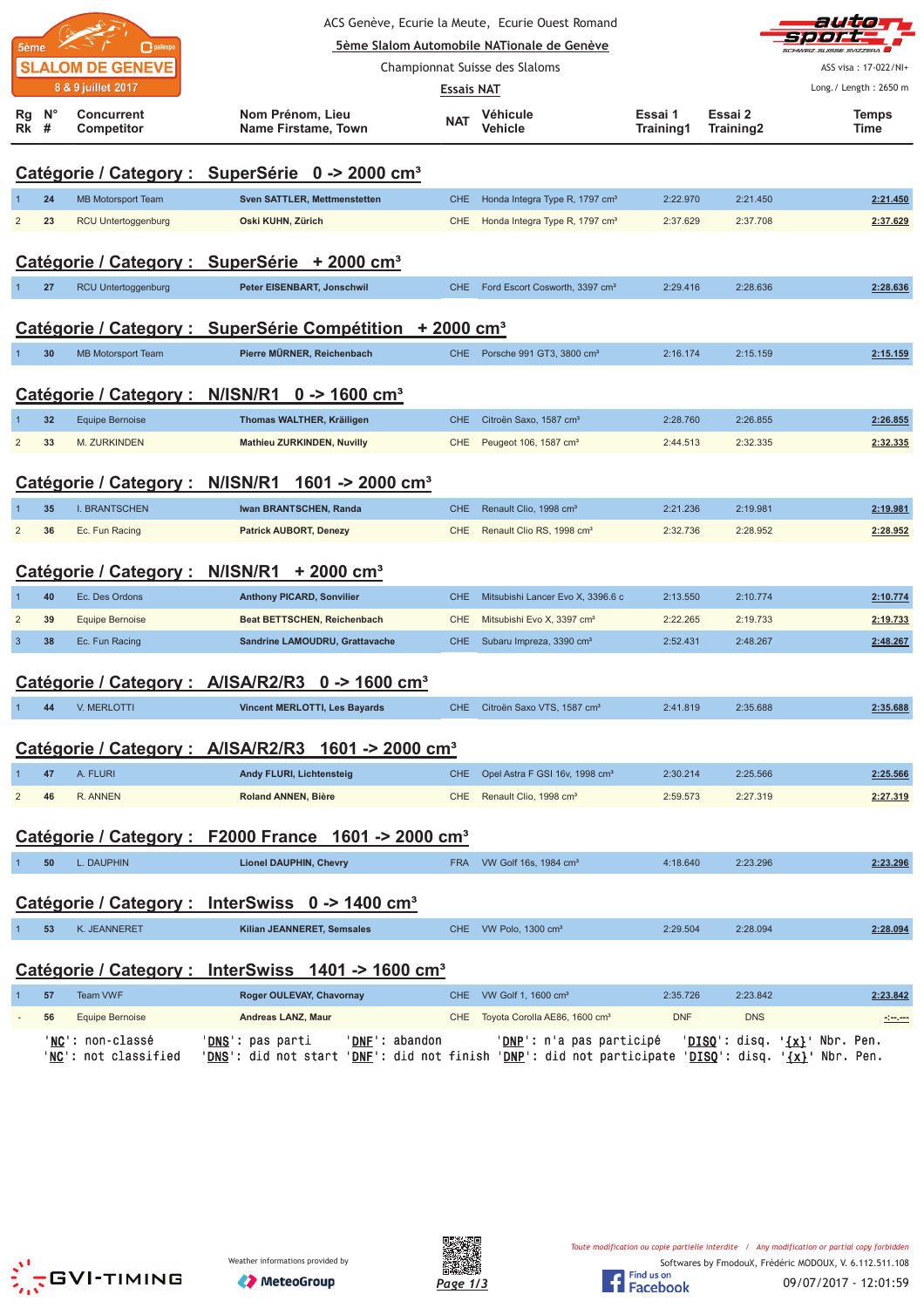ACS Genève, Ecurie la Meute, Ecurie Ouest Romand

5ème Slalom Automobile NATionale de Genève

Championnat Suisse des Slaloms

Essais NAT

5ème SLALOM DE GENEVE 8 & 9 juillet 2017

ASS visa : 17-022/NI+

Long./ Length : 2650 m

| Rg Rk | N° # | Concurrent Competitor | Nom Prénom, Lieu Name Firstame, Town | NAT | Véhicule Vehicle | Essai 1 Training1 | Essai 2 Training2 | Temps Time |
|---|---|---|---|---|---|---|---|---|

## Catégorie / Category : SuperSérie 0 -> 2000 cm³

| Rg | N° | Concurrent | Nom Prénom, Lieu | NAT | Véhicule | Essai 1 | Essai 2 | Temps |
|---|---|---|---|---|---|---|---|---|
| 1 | 24 | MB Motorsport Team | Sven SATTLER, Mettmenstetten | CHE | Honda Integra Type R, 1797 cm³ | 2:22.970 | 2:21.450 | 2:21.450 |
| 2 | 23 | RCU Untertoggenburg | Oski KUHN, Zürich | CHE | Honda Integra Type R, 1797 cm³ | 2:37.629 | 2:37.708 | 2:37.629 |

## Catégorie / Category : SuperSérie + 2000 cm³

| Rg | N° | Concurrent | Nom Prénom, Lieu | NAT | Véhicule | Essai 1 | Essai 2 | Temps |
|---|---|---|---|---|---|---|---|---|
| 1 | 27 | RCU Untertoggenburg | Peter EISENBART, Jonschwil | CHE | Ford Escort Cosworth, 3397 cm³ | 2:29.416 | 2:28.636 | 2:28.636 |

## Catégorie / Category : SuperSérie Compétition + 2000 cm³

| Rg | N° | Concurrent | Nom Prénom, Lieu | NAT | Véhicule | Essai 1 | Essai 2 | Temps |
|---|---|---|---|---|---|---|---|---|
| 1 | 30 | MB Motorsport Team | Pierre MÜRNER, Reichenbach | CHE | Porsche 991 GT3, 3800 cm³ | 2:16.174 | 2:15.159 | 2:15.159 |

## Catégorie / Category : N/ISN/R1 0 -> 1600 cm³

| Rg | N° | Concurrent | Nom Prénom, Lieu | NAT | Véhicule | Essai 1 | Essai 2 | Temps |
|---|---|---|---|---|---|---|---|---|
| 1 | 32 | Equipe Bernoise | Thomas WALTHER, Kräiligen | CHE | Citroën Saxo, 1587 cm³ | 2:28.760 | 2:26.855 | 2:26.855 |
| 2 | 33 | M. ZURKINDEN | Mathieu ZURKINDEN, Nuvilly | CHE | Peugeot 106, 1587 cm³ | 2:44.513 | 2:32.335 | 2:32.335 |

## Catégorie / Category : N/ISN/R1 1601 -> 2000 cm³

| Rg | N° | Concurrent | Nom Prénom, Lieu | NAT | Véhicule | Essai 1 | Essai 2 | Temps |
|---|---|---|---|---|---|---|---|---|
| 1 | 35 | I. BRANTSCHEN | Iwan BRANTSCHEN, Randa | CHE | Renault Clio, 1998 cm³ | 2:21.236 | 2:19.981 | 2:19.981 |
| 2 | 36 | Ec. Fun Racing | Patrick AUBORT, Denezy | CHE | Renault Clio RS, 1998 cm³ | 2:32.736 | 2:28.952 | 2:28.952 |

## Catégorie / Category : N/ISN/R1 + 2000 cm³

| Rg | N° | Concurrent | Nom Prénom, Lieu | NAT | Véhicule | Essai 1 | Essai 2 | Temps |
|---|---|---|---|---|---|---|---|---|
| 1 | 40 | Ec. Des Ordons | Anthony PICARD, Sonvilier | CHE | Mitsubishi Lancer Evo X, 3396.6 c | 2:13.550 | 2:10.774 | 2:10.774 |
| 2 | 39 | Equipe Bernoise | Beat BETTSCHEN, Reichenbach | CHE | Mitsubishi Evo X, 3397 cm³ | 2:22.265 | 2:19.733 | 2:19.733 |
| 3 | 38 | Ec. Fun Racing | Sandrine LAMOUDRU, Grattavache | CHE | Subaru Impreza, 3390 cm³ | 2:52.431 | 2:48.267 | 2:48.267 |

## Catégorie / Category : A/ISA/R2/R3 0 -> 1600 cm³

| Rg | N° | Concurrent | Nom Prénom, Lieu | NAT | Véhicule | Essai 1 | Essai 2 | Temps |
|---|---|---|---|---|---|---|---|---|
| 1 | 44 | V. MERLOTTI | Vincent MERLOTTI, Les Bayards | CHE | Citroën Saxo VTS, 1587 cm³ | 2:41.819 | 2:35.688 | 2:35.688 |

## Catégorie / Category : A/ISA/R2/R3 1601 -> 2000 cm³

| Rg | N° | Concurrent | Nom Prénom, Lieu | NAT | Véhicule | Essai 1 | Essai 2 | Temps |
|---|---|---|---|---|---|---|---|---|
| 1 | 47 | A. FLURI | Andy FLURI, Lichtensteig | CHE | Opel Astra F GSI 16v, 1998 cm³ | 2:30.214 | 2:25.566 | 2:25.566 |
| 2 | 46 | R. ANNEN | Roland ANNEN, Bière | CHE | Renault Clio, 1998 cm³ | 2:59.573 | 2:27.319 | 2:27.319 |

## Catégorie / Category : F2000 France 1601 -> 2000 cm³

| Rg | N° | Concurrent | Nom Prénom, Lieu | NAT | Véhicule | Essai 1 | Essai 2 | Temps |
|---|---|---|---|---|---|---|---|---|
| 1 | 50 | L. DAUPHIN | Lionel DAUPHIN, Chevry | FRA | VW Golf 16s, 1984 cm³ | 4:18.640 | 2:23.296 | 2:23.296 |

## Catégorie / Category : InterSwiss 0 -> 1400 cm³

| Rg | N° | Concurrent | Nom Prénom, Lieu | NAT | Véhicule | Essai 1 | Essai 2 | Temps |
|---|---|---|---|---|---|---|---|---|
| 1 | 53 | K. JEANNERET | Kilian JEANNERET, Semsales | CHE | VW Polo, 1300 cm³ | 2:29.504 | 2:28.094 | 2:28.094 |

## Catégorie / Category : InterSwiss 1401 -> 1600 cm³

| Rg | N° | Concurrent | Nom Prénom, Lieu | NAT | Véhicule | Essai 1 | Essai 2 | Temps |
|---|---|---|---|---|---|---|---|---|
| 1 | 57 | Team VWF | Roger OULEVAY, Chavornay | CHE | VW Golf 1, 1600 cm³ | 2:35.726 | 2:23.842 | 2:23.842 |
| - | 56 | Equipe Bernoise | Andreas LANZ, Maur | CHE | Toyota Corolla AE86, 1600 cm³ | DNF | DNS | -:--.--- |

'NC': non-classé 'DNS': pas parti 'DNF': abandon 'DNP': n'a pas participé 'DISQ': disq. '{x}' Nbr. Pen.
'NC': not classified 'DNS': did not start 'DNF': did not finish 'DNP': did not participate 'DISQ': disq. '{x}' Nbr. Pen.

Weather informations provided by MeteoGroup

*Toute modification ou copie partielle interdite / Any modification or partial copy forbidden*

Softwares by FmodouX, Frédéric MODOUX, V. 6.112.511.108

09/07/2017 - 12:01:59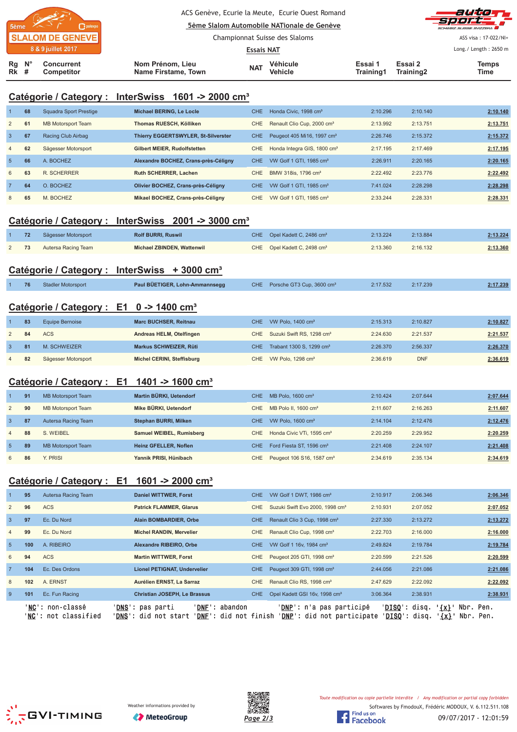ACS Genève, Ecurie la Meute, Ecurie Ouest Romand

5ème Slalom Automobile NATionale de Genève

Championnat Suisse des Slaloms

Essais NAT

ASS visa : 17-022/NI+

Long./ Length : 2650 m

## Catégorie / Category : InterSwiss 1601 -> 2000 cm³

| Rg Rk | N° # | Concurrent Competitor | Nom Prénom, Lieu Name Firstame, Town | NAT | Véhicule Vehicle | Essai 1 Training1 | Essai 2 Training2 | Temps Time |
|---|---|---|---|---|---|---|---|---|
| 1 | 68 | Squadra Sport Prestige | Michael BERING, Le Locle | CHE | Honda Civic, 1998 cm³ | 2:10.296 | 2:10.140 | 2:10.140 |
| 2 | 61 | MB Motorsport Team | Thomas RUESCH, Kölliken | CHE | Renault Clio Cup, 2000 cm³ | 2:13.992 | 2:13.751 | 2:13.751 |
| 3 | 67 | Racing Club Airbag | Thierry EGGERTSWYLER, St-Silverster | CHE | Peugeot 405 Mi16, 1997 cm³ | 2:26.746 | 2:15.372 | 2:15.372 |
| 4 | 62 | Sägesser Motorsport | Gilbert MEIER, Rudolfstetten | CHE | Honda Integra GIS, 1800 cm³ | 2:17.195 | 2:17.469 | 2:17.195 |
| 5 | 66 | A. BOCHEZ | Alexandre BOCHEZ, Crans-près-Céligny | CHE | VW Golf 1 GTI, 1985 cm³ | 2:26.911 | 2:20.165 | 2:20.165 |
| 6 | 63 | R. SCHERRER | Ruth SCHERRER, Lachen | CHE | BMW 318is, 1796 cm³ | 2:22.492 | 2:23.776 | 2:22.492 |
| 7 | 64 | O. BOCHEZ | Olivier BOCHEZ, Crans-près-Céligny | CHE | VW Golf 1 GTI, 1985 cm³ | 7:41.024 | 2:28.298 | 2:28.298 |
| 8 | 65 | M. BOCHEZ | Mikael BOCHEZ, Crans-près-Céligny | CHE | VW Golf 1 GTI, 1985 cm³ | 2:33.244 | 2:28.331 | 2:28.331 |

## Catégorie / Category : InterSwiss 2001 -> 3000 cm³

| Rg Rk | N° # | Concurrent Competitor | Nom Prénom, Lieu Name Firstame, Town | NAT | Véhicule Vehicle | Essai 1 Training1 | Essai 2 Training2 | Temps Time |
|---|---|---|---|---|---|---|---|---|
| 1 | 72 | Sägesser Motorsport | Rolf BURRI, Ruswil | CHE | Opel Kadett C, 2486 cm³ | 2:13.224 | 2:13.884 | 2:13.224 |
| 2 | 73 | Autersa Racing Team | Michael ZBINDEN, Wattenwil | CHE | Opel Kadett C, 2498 cm³ | 2:13.360 | 2:16.132 | 2:13.360 |

## Catégorie / Category : InterSwiss + 3000 cm³

| Rg Rk | N° # | Concurrent Competitor | Nom Prénom, Lieu Name Firstame, Town | NAT | Véhicule Vehicle | Essai 1 Training1 | Essai 2 Training2 | Temps Time |
|---|---|---|---|---|---|---|---|---|
| 1 | 76 | Stadler Motorsport | Paul BÜETIGER, Lohn-Ammannsegg | CHE | Porsche GT3 Cup, 3600 cm³ | 2:17.532 | 2:17.239 | 2:17.239 |

## Catégorie / Category : E1 0 -> 1400 cm³

| Rg Rk | N° # | Concurrent Competitor | Nom Prénom, Lieu Name Firstame, Town | NAT | Véhicule Vehicle | Essai 1 Training1 | Essai 2 Training2 | Temps Time |
|---|---|---|---|---|---|---|---|---|
| 1 | 83 | Equipe Bernoise | Marc BUCHSER, Reitnau | CHE | VW Polo, 1400 cm³ | 2:15.313 | 2:10.827 | 2:10.827 |
| 2 | 84 | ACS | Andreas HELM, Otelfingen | CHE | Suzuki Swift RS, 1298 cm³ | 2:24.630 | 2:21.537 | 2:21.537 |
| 3 | 81 | M. SCHWEIZER | Markus SCHWEIZER, Rüti | CHE | Trabant 1300 S, 1299 cm³ | 2:26.370 | 2:56.337 | 2:26.370 |
| 4 | 82 | Sägesser Motorsport | Michel CERINI, Steffisburg | CHE | VW Polo, 1298 cm³ | 2:36.619 | DNF | 2:36.619 |

## Catégorie / Category : E1 1401 -> 1600 cm³

| Rg Rk | N° # | Concurrent Competitor | Nom Prénom, Lieu Name Firstame, Town | NAT | Véhicule Vehicle | Essai 1 Training1 | Essai 2 Training2 | Temps Time |
|---|---|---|---|---|---|---|---|---|
| 1 | 91 | MB Motorsport Team | Martin BÜRKI, Uetendorf | CHE | MB Polo, 1600 cm³ | 2:10.424 | 2:07.644 | 2:07.644 |
| 2 | 90 | MB Motorsport Team | Mike BÜRKI, Uetendorf | CHE | MB Polo II, 1600 cm³ | 2:11.607 | 2:16.263 | 2:11.607 |
| 3 | 87 | Autersa Racing Team | Stephan BURRI, Milken | CHE | VW Polo, 1600 cm³ | 2:14.104 | 2:12.476 | 2:12.476 |
| 4 | 88 | S. WEIBEL | Samuel WEIBEL, Rumisberg | CHE | Honda Civic VTi, 1595 cm³ | 2:20.259 | 2:29.952 | 2:20.259 |
| 5 | 89 | MB Motorsport Team | Heinz GFELLER, Noflen | CHE | Ford Fiesta ST, 1596 cm³ | 2:21.408 | 2:24.107 | 2:21.408 |
| 6 | 86 | Y. PRISI | Yannik PRISI, Hünibach | CHE | Peugeot 106 S16, 1587 cm³ | 2:34.619 | 2:35.134 | 2:34.619 |

## Catégorie / Category : E1 1601 -> 2000 cm³

| Rg Rk | N° # | Concurrent Competitor | Nom Prénom, Lieu Name Firstame, Town | NAT | Véhicule Vehicle | Essai 1 Training1 | Essai 2 Training2 | Temps Time |
|---|---|---|---|---|---|---|---|---|
| 1 | 95 | Autersa Racing Team | Daniel WITTWER, Forst | CHE | VW Golf 1 DWT, 1986 cm³ | 2:10.917 | 2:06.346 | 2:06.346 |
| 2 | 96 | ACS | Patrick FLAMMER, Glarus | CHE | Suzuki Swift Evo 2000, 1998 cm³ | 2:10.931 | 2:07.052 | 2:07.052 |
| 3 | 97 | Ec. Du Nord | Alain BOMBARDIER, Orbe | CHE | Renault Clio 3 Cup, 1998 cm³ | 2:27.330 | 2:13.272 | 2:13.272 |
| 4 | 99 | Ec. Du Nord | Michel RANDIN, Mervelier | CHE | Renault Clio Cup, 1998 cm³ | 2:22.703 | 2:16.000 | 2:16.000 |
| 5 | 100 | A. RIBEIRO | Alexandre RIBEIRO, Orbe | CHE | VW Golf 1 16v, 1984 cm³ | 2:49.824 | 2:19.784 | 2:19.784 |
| 6 | 94 | ACS | Martin WITTWER, Forst | CHE | Peugeot 205 GTI, 1998 cm³ | 2:20.599 | 2:21.526 | 2:20.599 |
| 7 | 104 | Ec. Des Ordons | Lionel PETIGNAT, Undervelier | CHE | Peugeot 309 GTI, 1998 cm³ | 2:44.056 | 2:21.086 | 2:21.086 |
| 8 | 102 | A. ERNST | Aurélien ERNST, La Sarraz | CHE | Renault Clio RS, 1998 cm³ | 2:47.629 | 2:22.092 | 2:22.092 |
| 9 | 101 | Ec. Fun Racing | Christian JOSEPH, Le Brassus | CHE | Opel Kadett GSI 16v, 1998 cm³ | 3:06.364 | 2:38.931 | 2:38.931 |

'NC': non-classé 'DNS': pas parti 'DNF': abandon 'DNP': n'a pas participé 'DISQ': disq. '{x}' Nbr. Pen.
'NC': not classified 'DNS': did not start 'DNF': did not finish 'DNP': did not participate 'DISQ': disq. '{x}' Nbr. Pen.

Toute modification ou copie partielle interdite / Any modification or partial copy forbidden

Softwares by FmodouX, Frédéric MODOUX, V. 6.112.511.108

Weather informations provided by MeteoGroup

09/07/2017 - 12:01:59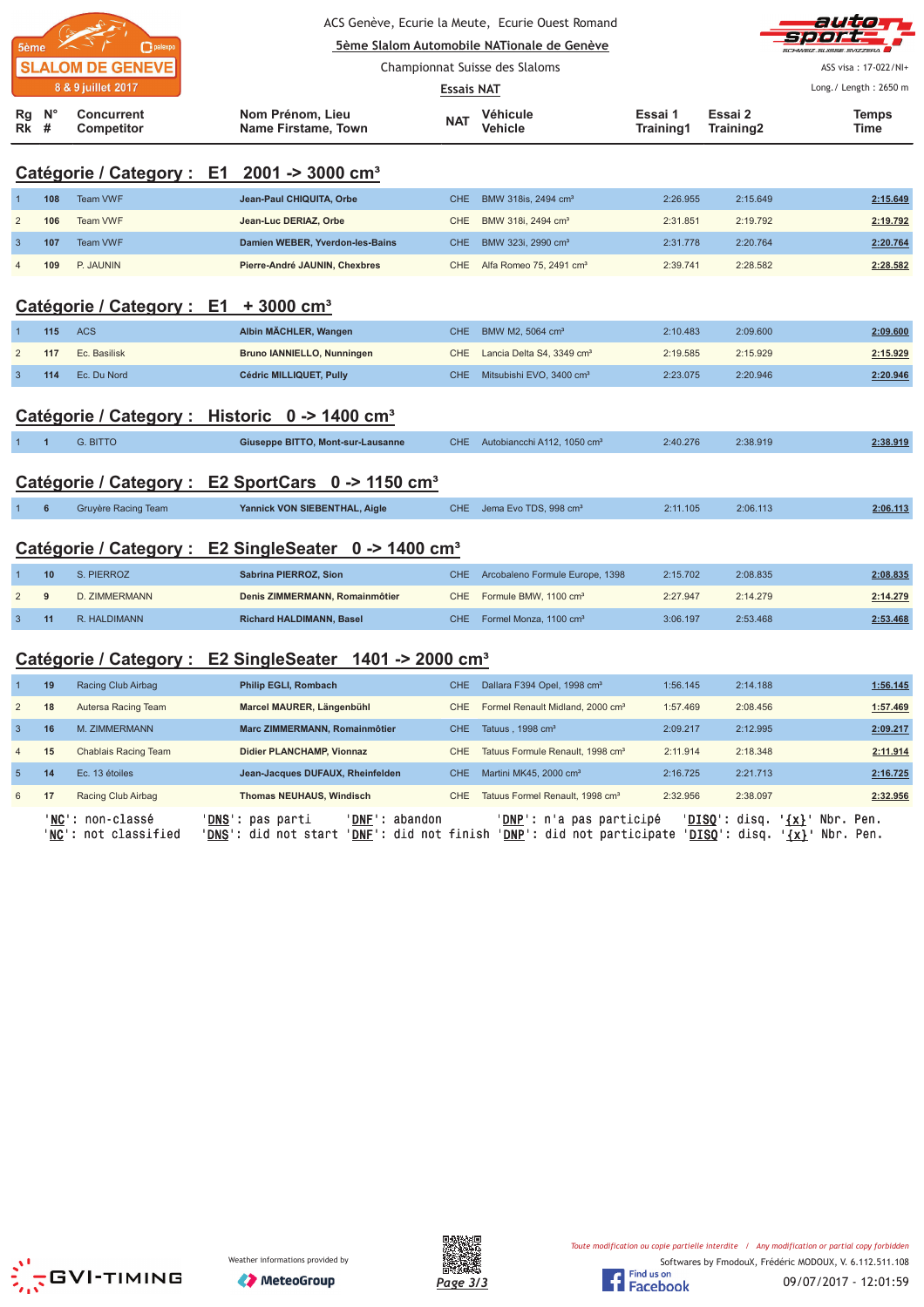ACS Genève, Ecurie la Meute, Ecurie Ouest Romand

5ème Slalom Automobile NATionale de Genève

Championnat Suisse des Slaloms

Essais NAT

ASS visa : 17-022/NI+

Long./ Length : 2650 m

## Catégorie / Category : E1 2001 -> 3000 cm³

| Rg Rk | N° # | Concurrent Competitor | Nom Prénom, Lieu Name Firstame, Town | NAT | Véhicule Vehicle | Essai 1 Training1 | Essai 2 Training2 | Temps Time |
|---|---|---|---|---|---|---|---|---|
| 1 | 108 | Team VWF | Jean-Paul CHIQUITA, Orbe | CHE | BMW 318is, 2494 cm³ | 2:26.955 | 2:15.649 | 2:15.649 |
| 2 | 106 | Team VWF | Jean-Luc DERIAZ, Orbe | CHE | BMW 318i, 2494 cm³ | 2:31.851 | 2:19.792 | 2:19.792 |
| 3 | 107 | Team VWF | Damien WEBER, Yverdon-les-Bains | CHE | BMW 323i, 2990 cm³ | 2:31.778 | 2:20.764 | 2:20.764 |
| 4 | 109 | P. JAUNIN | Pierre-André JAUNIN, Chexbres | CHE | Alfa Romeo 75, 2491 cm³ | 2:39.741 | 2:28.582 | 2:28.582 |

## Catégorie / Category : E1 + 3000 cm³

| Rg Rk | N° # | Concurrent Competitor | Nom Prénom, Lieu Name Firstame, Town | NAT | Véhicule Vehicle | Essai 1 Training1 | Essai 2 Training2 | Temps Time |
|---|---|---|---|---|---|---|---|---|
| 1 | 115 | ACS | Albin MÄCHLER, Wangen | CHE | BMW M2, 5064 cm³ | 2:10.483 | 2:09.600 | 2:09.600 |
| 2 | 117 | Ec. Basilisk | Bruno IANNIELLO, Nunningen | CHE | Lancia Delta S4, 3349 cm³ | 2:19.585 | 2:15.929 | 2:15.929 |
| 3 | 114 | Ec. Du Nord | Cédric MILLIQUET, Pully | CHE | Mitsubishi EVO, 3400 cm³ | 2:23.075 | 2:20.946 | 2:20.946 |

## Catégorie / Category : Historic 0 -> 1400 cm³

| Rg Rk | N° # | Concurrent Competitor | Nom Prénom, Lieu Name Firstame, Town | NAT | Véhicule Vehicle | Essai 1 Training1 | Essai 2 Training2 | Temps Time |
|---|---|---|---|---|---|---|---|---|
| 1 | 1 | G. BITTO | Giuseppe BITTO, Mont-sur-Lausanne | CHE | Autobianchi A112, 1050 cm³ | 2:40.276 | 2:38.919 | 2:38.919 |

## Catégorie / Category : E2 SportCars 0 -> 1150 cm³

| Rg Rk | N° # | Concurrent Competitor | Nom Prénom, Lieu Name Firstame, Town | NAT | Véhicule Vehicle | Essai 1 Training1 | Essai 2 Training2 | Temps Time |
|---|---|---|---|---|---|---|---|---|
| 1 | 6 | Gruyère Racing Team | Yannick VON SIEBENTHAL, Aigle | CHE | Jema Evo TDS, 998 cm³ | 2:11.105 | 2:06.113 | 2:06.113 |

## Catégorie / Category : E2 SingleSeater 0 -> 1400 cm³

| Rg Rk | N° # | Concurrent Competitor | Nom Prénom, Lieu Name Firstame, Town | NAT | Véhicule Vehicle | Essai 1 Training1 | Essai 2 Training2 | Temps Time |
|---|---|---|---|---|---|---|---|---|
| 1 | 10 | S. PIERROZ | Sabrina PIERROZ, Sion | CHE | Arcobaleno Formule Europe, 1398 | 2:15.702 | 2:08.835 | 2:08.835 |
| 2 | 9 | D. ZIMMERMANN | Denis ZIMMERMANN, Romainmôtier | CHE | Formule BMW, 1100 cm³ | 2:27.947 | 2:14.279 | 2:14.279 |
| 3 | 11 | R. HALDIMANN | Richard HALDIMANN, Basel | CHE | Formel Monza, 1100 cm³ | 3:06.197 | 2:53.468 | 2:53.468 |

## Catégorie / Category : E2 SingleSeater 1401 -> 2000 cm³

| Rg Rk | N° # | Concurrent Competitor | Nom Prénom, Lieu Name Firstame, Town | NAT | Véhicule Vehicle | Essai 1 Training1 | Essai 2 Training2 | Temps Time |
|---|---|---|---|---|---|---|---|---|
| 1 | 19 | Racing Club Airbag | Philip EGLI, Rombach | CHE | Dallara F394 Opel, 1998 cm³ | 1:56.145 | 2:14.188 | 1:56.145 |
| 2 | 18 | Autersa Racing Team | Marcel MAURER, Längenbühl | CHE | Formel Renault Midland, 2000 cm³ | 1:57.469 | 2:08.456 | 1:57.469 |
| 3 | 16 | M. ZIMMERMANN | Marc ZIMMERMANN, Romainmôtier | CHE | Tatuus , 1998 cm³ | 2:09.217 | 2:12.995 | 2:09.217 |
| 4 | 15 | Chablais Racing Team | Didier PLANCHAMP, Vionnaz | CHE | Tatuus Formule Renault, 1998 cm³ | 2:11.914 | 2:18.348 | 2:11.914 |
| 5 | 14 | Ec. 13 étoiles | Jean-Jacques DUFAUX, Rheinfelden | CHE | Martini MK45, 2000 cm³ | 2:16.725 | 2:21.713 | 2:16.725 |
| 6 | 17 | Racing Club Airbag | Thomas NEUHAUS, Windisch | CHE | Tatuus Formel Renault, 1998 cm³ | 2:32.956 | 2:38.097 | 2:32.956 |

'NC': non-classé 'DNS': pas parti 'DNF': abandon 'DNP': n'a pas participé 'DISQ': disq. '{x}' Nbr. Pen.
'NC': not classified 'DNS': did not start 'DNF': did not finish 'DNP': did not participate 'DISQ': disq. '{x}' Nbr. Pen.

Weather informations provided by MeteoGroup

Toute modification ou copie partielle interdite / Any modification or partial copy forbidden

Softwares by FmodouX, Frédéric MODOUX, V. 6.112.511.108

09/07/2017 - 12:01:59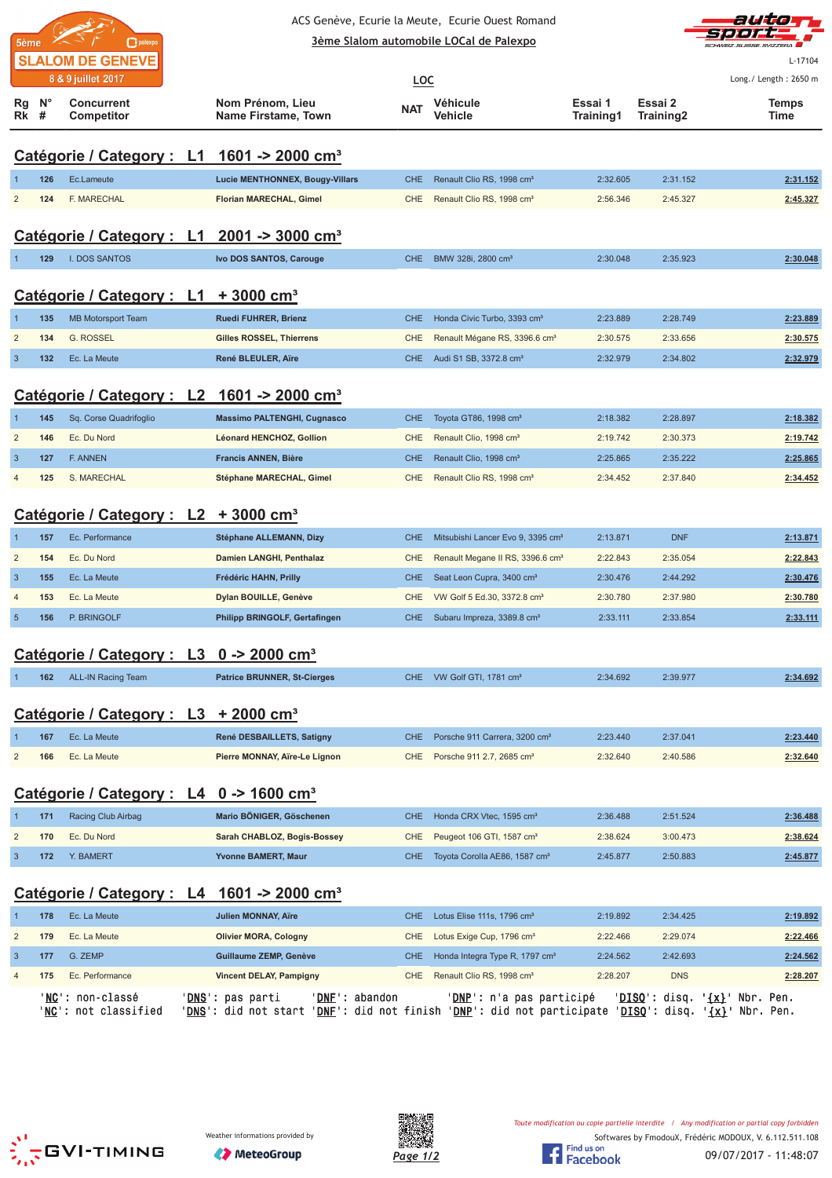5ème SLALOM DE GENEVE 8 & 9 juillet 2017

ACS Genève, Ecurie la Meute, Ecurie Ouest Romand

**3ème Slalom automobile LOCal de Palexpo**

L-17104

**LOC**

Long./ Length : 2650 m

## Catégorie / Category : L1 1601 -> 2000 cm³

| Rg Rk | N° # | Concurrent Competitor | Nom Prénom, Lieu Name Firstame, Town | NAT | Véhicule Vehicle | Essai 1 Training1 | Essai 2 Training2 | Temps Time |
|---|---|---|---|---|---|---|---|---|
| 1 | 126 | Ec.Lameute | **Lucie MENTHONNEX, Bougy-Villars** | CHE | Renault Clio RS, 1998 cm³ | 2:32.605 | 2:31.152 | **2:31.152** |
| 2 | 124 | F. MARECHAL | **Florian MARECHAL, Gimel** | CHE | Renault Clio RS, 1998 cm³ | 2:56.346 | 2:45.327 | **2:45.327** |

## Catégorie / Category : L1 2001 -> 3000 cm³

| Rg Rk | N° # | Concurrent Competitor | Nom Prénom, Lieu Name Firstame, Town | NAT | Véhicule Vehicle | Essai 1 Training1 | Essai 2 Training2 | Temps Time |
|---|---|---|---|---|---|---|---|---|
| 1 | 129 | I. DOS SANTOS | **Ivo DOS SANTOS, Carouge** | CHE | BMW 328i, 2800 cm³ | 2:30.048 | 2:35.923 | **2:30.048** |

## Catégorie / Category : L1 + 3000 cm³

| Rg Rk | N° # | Concurrent Competitor | Nom Prénom, Lieu Name Firstame, Town | NAT | Véhicule Vehicle | Essai 1 Training1 | Essai 2 Training2 | Temps Time |
|---|---|---|---|---|---|---|---|---|
| 1 | 135 | MB Motorsport Team | **Ruedi FUHRER, Brienz** | CHE | Honda Civic Turbo, 3393 cm³ | 2:23.889 | 2:28.749 | **2:23.889** |
| 2 | 134 | G. ROSSEL | **Gilles ROSSEL, Thierrens** | CHE | Renault Mégane RS, 3396.6 cm³ | 2:30.575 | 2:33.656 | **2:30.575** |
| 3 | 132 | Ec. La Meute | **René BLEULER, Aïre** | CHE | Audi S1 SB, 3372.8 cm³ | 2:32.979 | 2:34.802 | **2:32.979** |

## Catégorie / Category : L2 1601 -> 2000 cm³

| Rg Rk | N° # | Concurrent Competitor | Nom Prénom, Lieu Name Firstame, Town | NAT | Véhicule Vehicle | Essai 1 Training1 | Essai 2 Training2 | Temps Time |
|---|---|---|---|---|---|---|---|---|
| 1 | 145 | Sq. Corse Quadrifoglio | **Massimo PALTENGHI, Cugnasco** | CHE | Toyota GT86, 1998 cm³ | 2:18.382 | 2:28.897 | **2:18.382** |
| 2 | 146 | Ec. Du Nord | **Léonard HENCHOZ, Gollion** | CHE | Renault Clio, 1998 cm³ | 2:19.742 | 2:30.373 | **2:19.742** |
| 3 | 127 | F. ANNEN | **Francis ANNEN, Bière** | CHE | Renault Clio, 1998 cm³ | 2:25.865 | 2:35.222 | **2:25.865** |
| 4 | 125 | S. MARECHAL | **Stéphane MARECHAL, Gimel** | CHE | Renault Clio RS, 1998 cm³ | 2:34.452 | 2:37.840 | **2:34.452** |

## Catégorie / Category : L2 + 3000 cm³

| Rg Rk | N° # | Concurrent Competitor | Nom Prénom, Lieu Name Firstame, Town | NAT | Véhicule Vehicle | Essai 1 Training1 | Essai 2 Training2 | Temps Time |
|---|---|---|---|---|---|---|---|---|
| 1 | 157 | Ec. Performance | **Stéphane ALLEMANN, Dizy** | CHE | Mitsubishi Lancer Evo 9, 3395 cm³ | 2:13.871 | DNF | **2:13.871** |
| 2 | 154 | Ec. Du Nord | **Damien LANGHI, Penthalaz** | CHE | Renault Megane II RS, 3396.6 cm³ | 2:22.843 | 2:35.054 | **2:22.843** |
| 3 | 155 | Ec. La Meute | **Frédéric HAHN, Prilly** | CHE | Seat Leon Cupra, 3400 cm³ | 2:30.476 | 2:44.292 | **2:30.476** |
| 4 | 153 | Ec. La Meute | **Dylan BOUILLE, Genève** | CHE | VW Golf 5 Ed.30, 3372.8 cm³ | 2:30.780 | 2:37.980 | **2:30.780** |
| 5 | 156 | P. BRINGOLF | **Philipp BRINGOLF, Gertafingen** | CHE | Subaru Impreza, 3389.8 cm³ | 2:33.111 | 2:33.854 | **2:33.111** |

## Catégorie / Category : L3 0 -> 2000 cm³

| Rg Rk | N° # | Concurrent Competitor | Nom Prénom, Lieu Name Firstame, Town | NAT | Véhicule Vehicle | Essai 1 Training1 | Essai 2 Training2 | Temps Time |
|---|---|---|---|---|---|---|---|---|
| 1 | 162 | ALL-IN Racing Team | **Patrice BRUNNER, St-Cierges** | CHE | VW Golf GTI, 1781 cm³ | 2:34.692 | 2:39.977 | **2:34.692** |

## Catégorie / Category : L3 + 2000 cm³

| Rg Rk | N° # | Concurrent Competitor | Nom Prénom, Lieu Name Firstame, Town | NAT | Véhicule Vehicle | Essai 1 Training1 | Essai 2 Training2 | Temps Time |
|---|---|---|---|---|---|---|---|---|
| 1 | 167 | Ec. La Meute | **René DESBAILLETS, Satigny** | CHE | Porsche 911 Carrera, 3200 cm³ | 2:23.440 | 2:37.041 | **2:23.440** |
| 2 | 166 | Ec. La Meute | **Pierre MONNAY, Aïre-Le Lignon** | CHE | Porsche 911 2.7, 2685 cm³ | 2:32.640 | 2:40.586 | **2:32.640** |

## Catégorie / Category : L4 0 -> 1600 cm³

| Rg Rk | N° # | Concurrent Competitor | Nom Prénom, Lieu Name Firstame, Town | NAT | Véhicule Vehicle | Essai 1 Training1 | Essai 2 Training2 | Temps Time |
|---|---|---|---|---|---|---|---|---|
| 1 | 171 | Racing Club Airbag | **Mario BÖNIGER, Göschenen** | CHE | Honda CRX Vtec, 1595 cm³ | 2:36.488 | 2:51.524 | **2:36.488** |
| 2 | 170 | Ec. Du Nord | **Sarah CHABLOZ, Bogis-Bossey** | CHE | Peugeot 106 GTI, 1587 cm³ | 2:38.624 | 3:00.473 | **2:38.624** |
| 3 | 172 | Y. BAMERT | **Yvonne BAMERT, Maur** | CHE | Toyota Corolla AE86, 1587 cm³ | 2:45.877 | 2:50.883 | **2:45.877** |

## Catégorie / Category : L4 1601 -> 2000 cm³

| Rg Rk | N° # | Concurrent Competitor | Nom Prénom, Lieu Name Firstame, Town | NAT | Véhicule Vehicle | Essai 1 Training1 | Essai 2 Training2 | Temps Time |
|---|---|---|---|---|---|---|---|---|
| 1 | 178 | Ec. La Meute | **Julien MONNAY, Aïre** | CHE | Lotus Elise 111s, 1796 cm³ | 2:19.892 | 2:34.425 | **2:19.892** |
| 2 | 179 | Ec. La Meute | **Olivier MORA, Cologny** | CHE | Lotus Exige Cup, 1796 cm³ | 2:22.466 | 2:29.074 | **2:22.466** |
| 3 | 177 | G. ZEMP | **Guillaume ZEMP, Genève** | CHE | Honda Integra Type R, 1797 cm³ | 2:24.562 | 2:42.693 | **2:24.562** |
| 4 | 175 | Ec. Performance | **Vincent DELAY, Pampigny** | CHE | Renault Clio RS, 1998 cm³ | 2:28.207 | DNS | **2:28.207** |

'NC': non-classé 'DNS': pas parti 'DNF': abandon 'DNP': n'a pas participé 'DISQ': disq. '{x}' Nbr. Pen.
'NC': not classified 'DNS': did not start 'DNF': did not finish 'DNP': did not participate 'DISQ': disq. '{x}' Nbr. Pen.

Weather informations provided by MeteoGroup

Toute modification ou copie partielle interdite / Any modification or partial copy forbidden

Softwares by FmodouX, Frédéric MODOUX, V. 6.112.511.108

09/07/2017 - 11:48:07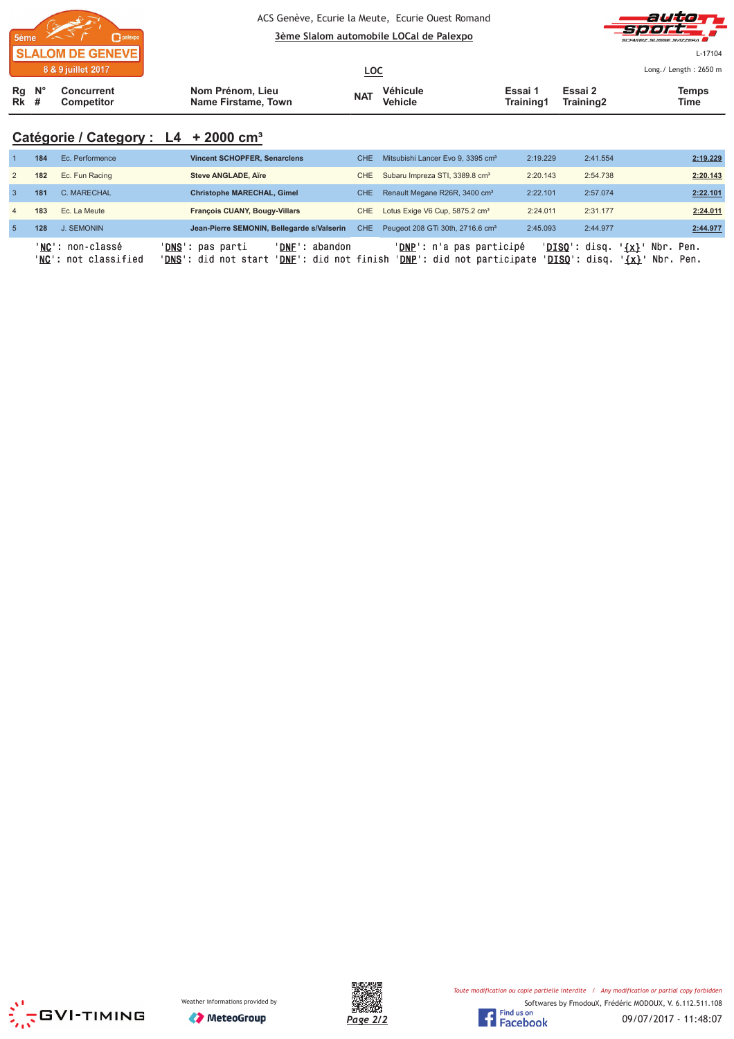ACS Genève, Ecurie la Meute, Ecurie Ouest Romand

3ème Slalom automobile LOCal de Palexpo

LOC

L-17104

Long./ Length : 2650 m

## Catégorie / Category : L4 + 2000 cm³

| Rg Rk | N° # | Concurrent Competitor | Nom Prénom, Lieu Name Firstame, Town | NAT | Véhicule Vehicle | Essai 1 Training1 | Essai 2 Training2 | Temps Time |
|---|---|---|---|---|---|---|---|---|
| 1 | 184 | Ec. Performence | **Vincent SCHOPFER, Senarclens** | CHE | Mitsubishi Lancer Evo 9, 3395 cm³ | 2:19.229 | 2:41.554 | **2:19.229** |
| 2 | 182 | Ec. Fun Racing | **Steve ANGLADE, Aïre** | CHE | Subaru Impreza STI, 3389.8 cm³ | 2:20.143 | 2:54.738 | **2:20.143** |
| 3 | 181 | C. MARECHAL | **Christophe MARECHAL, Gimel** | CHE | Renault Megane R26R, 3400 cm³ | 2:22.101 | 2:57.074 | **2:22.101** |
| 4 | 183 | Ec. La Meute | **François CUANY, Bougy-Villars** | CHE | Lotus Exige V6 Cup, 5875.2 cm³ | 2:24.011 | 2:31.177 | **2:24.011** |
| 5 | 128 | J. SEMONIN | **Jean-Pierre SEMONIN, Bellegarde s/Valserin** | CHE | Peugeot 208 GTi 30th, 2716.6 cm³ | 2:45.093 | 2:44.977 | **2:44.977** |

'NC': non-classé 'DNS': pas parti 'DNF': abandon 'DNP': n'a pas participé 'DISQ': disq. '{x}' Nbr. Pen.
'NC': not classified 'DNS': did not start 'DNF': did not finish 'DNP': did not participate 'DISQ': disq. '{x}' Nbr. Pen.

Weather informations provided by MeteoGroup

Toute modification ou copie partielle interdite / Any modification or partial copy forbidden

Softwares by FmodouX, Frédéric MODOUX, V. 6.112.511.108

09/07/2017 - 11:48:07